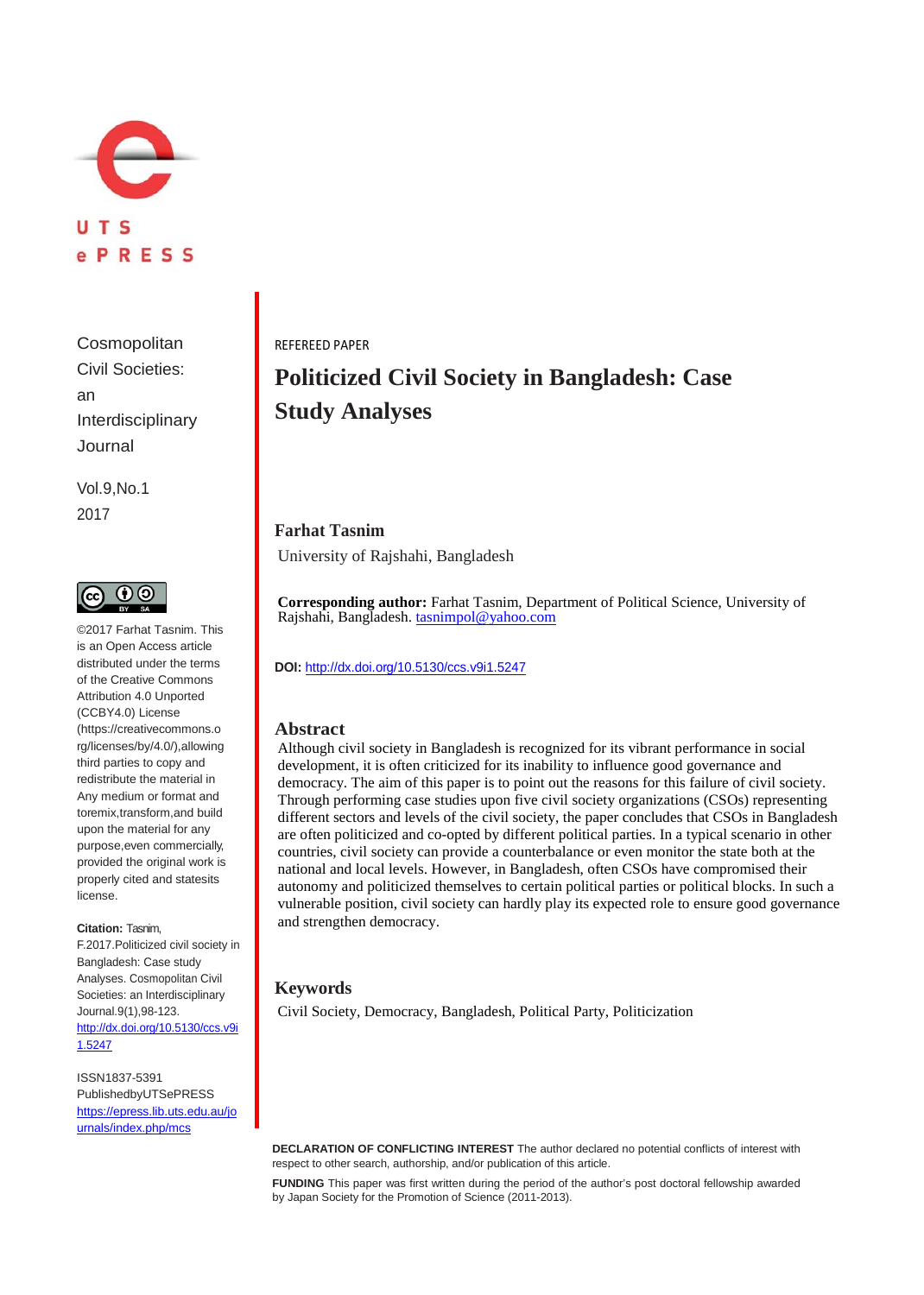UTS ePRESS

Cosmopolitan Civil Societies: an Interdisciplinary Journal

Vol.9,No.1 2017

©2017 Farhat Tasnim. This is an Open Access article distributed under the terms of the Creative Commons Attribution 4.0 Unported (CCBY4.0) License (https://creativecommons.org/licenses/by/4.0/),allowing third parties to copy and redistribute the material in Any medium or format and toremix,transform,and build upon the material for any purpose,even commercially, provided the original work is properly cited and statesits license.

**Citation:** Tasnim, F.2017.Politicized civil society in Bangladesh: Case study Analyses. Cosmopolitan Civil Societies: an Interdisciplinary Journal.9(1),98-123. http://dx.doi.org/10.5130/ccs.v9i1.5247

ISSN1837-5391 PublishedbyUTSePRESS https://epress.lib.uts.edu.au/journals/index.php/mcs

REFEREED PAPER

# Politicized Civil Society in Bangladesh: Case Study Analyses

**Farhat Tasnim**

University of Rajshahi, Bangladesh

**Corresponding author:** Farhat Tasnim, Department of Political Science, University of Rajshahi, Bangladesh. tasnimpol@yahoo.com

**DOI:** http://dx.doi.org/10.5130/ccs.v9i1.5247

## Abstract

Although civil society in Bangladesh is recognized for its vibrant performance in social development, it is often criticized for its inability to influence good governance and democracy. The aim of this paper is to point out the reasons for this failure of civil society. Through performing case studies upon five civil society organizations (CSOs) representing different sectors and levels of the civil society, the paper concludes that CSOs in Bangladesh are often politicized and co-opted by different political parties. In a typical scenario in other countries, civil society can provide a counterbalance or even monitor the state both at the national and local levels. However, in Bangladesh, often CSOs have compromised their autonomy and politicized themselves to certain political parties or political blocks. In such a vulnerable position, civil society can hardly play its expected role to ensure good governance and strengthen democracy.

## Keywords

Civil Society, Democracy, Bangladesh, Political Party, Politicization

**DECLARATION OF CONFLICTING INTEREST** The author declared no potential conflicts of interest with respect to other search, authorship, and/or publication of this article.

**FUNDING** This paper was first written during the period of the author's post doctoral fellowship awarded by Japan Society for the Promotion of Science (2011-2013).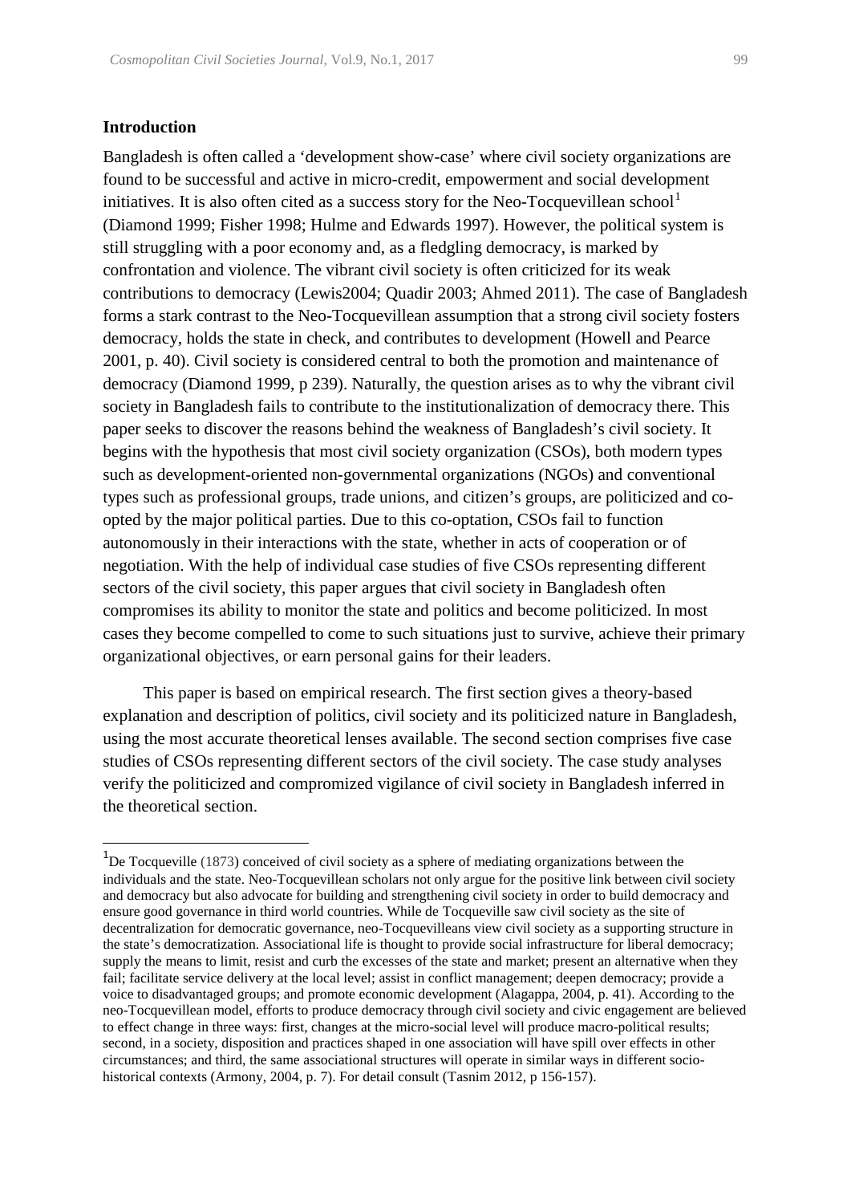## Introduction

Bangladesh is often called a 'development show-case' where civil society organizations are found to be successful and active in micro-credit, empowerment and social development initiatives. It is also often cited as a success story for the Neo-Tocquevillean school[1] (Diamond 1999; Fisher 1998; Hulme and Edwards 1997). However, the political system is still struggling with a poor economy and, as a fledgling democracy, is marked by confrontation and violence. The vibrant civil society is often criticized for its weak contributions to democracy (Lewis2004; Quadir 2003; Ahmed 2011). The case of Bangladesh forms a stark contrast to the Neo-Tocquevillean assumption that a strong civil society fosters democracy, holds the state in check, and contributes to development (Howell and Pearce 2001, p. 40). Civil society is considered central to both the promotion and maintenance of democracy (Diamond 1999, p 239). Naturally, the question arises as to why the vibrant civil society in Bangladesh fails to contribute to the institutionalization of democracy there. This paper seeks to discover the reasons behind the weakness of Bangladesh's civil society. It begins with the hypothesis that most civil society organization (CSOs), both modern types such as development-oriented non-governmental organizations (NGOs) and conventional types such as professional groups, trade unions, and citizen's groups, are politicized and co-opted by the major political parties. Due to this co-optation, CSOs fail to function autonomously in their interactions with the state, whether in acts of cooperation or of negotiation. With the help of individual case studies of five CSOs representing different sectors of the civil society, this paper argues that civil society in Bangladesh often compromises its ability to monitor the state and politics and become politicized. In most cases they become compelled to come to such situations just to survive, achieve their primary organizational objectives, or earn personal gains for their leaders.

This paper is based on empirical research. The first section gives a theory-based explanation and description of politics, civil society and its politicized nature in Bangladesh, using the most accurate theoretical lenses available. The second section comprises five case studies of CSOs representing different sectors of the civil society. The case study analyses verify the politicized and compromized vigilance of civil society in Bangladesh inferred in the theoretical section.

---

[1] De Tocqueville (1873) conceived of civil society as a sphere of mediating organizations between the individuals and the state. Neo-Tocquevillean scholars not only argue for the positive link between civil society and democracy but also advocate for building and strengthening civil society in order to build democracy and ensure good governance in third world countries. While de Tocqueville saw civil society as the site of decentralization for democratic governance, neo-Tocquevilleans view civil society as a supporting structure in the state's democratization. Associational life is thought to provide social infrastructure for liberal democracy; supply the means to limit, resist and curb the excesses of the state and market; present an alternative when they fail; facilitate service delivery at the local level; assist in conflict management; deepen democracy; provide a voice to disadvantaged groups; and promote economic development (Alagappa, 2004, p. 41). According to the neo-Tocquevillean model, efforts to produce democracy through civil society and civic engagement are believed to effect change in three ways: first, changes at the micro-social level will produce macro-political results; second, in a society, disposition and practices shaped in one association will have spill over effects in other circumstances; and third, the same associational structures will operate in similar ways in different socio-historical contexts (Armony, 2004, p. 7). For detail consult (Tasnim 2012, p 156-157).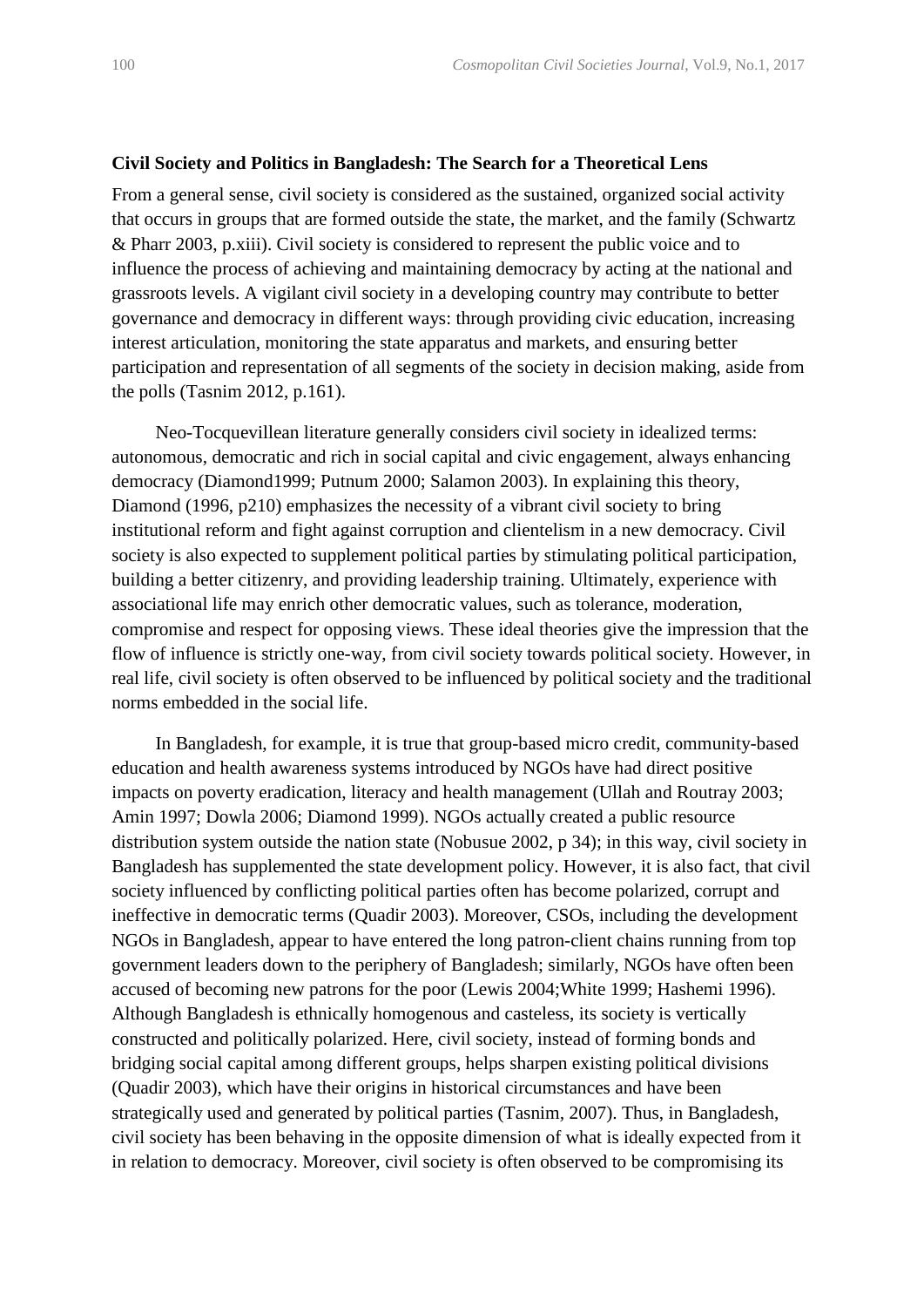**Civil Society and Politics in Bangladesh: The Search for a Theoretical Lens**

From a general sense, civil society is considered as the sustained, organized social activity that occurs in groups that are formed outside the state, the market, and the family (Schwartz & Pharr 2003, p.xiii). Civil society is considered to represent the public voice and to influence the process of achieving and maintaining democracy by acting at the national and grassroots levels. A vigilant civil society in a developing country may contribute to better governance and democracy in different ways: through providing civic education, increasing interest articulation, monitoring the state apparatus and markets, and ensuring better participation and representation of all segments of the society in decision making, aside from the polls (Tasnim 2012, p.161).

Neo-Tocquevillean literature generally considers civil society in idealized terms: autonomous, democratic and rich in social capital and civic engagement, always enhancing democracy (Diamond1999; Putnum 2000; Salamon 2003). In explaining this theory, Diamond (1996, p210) emphasizes the necessity of a vibrant civil society to bring institutional reform and fight against corruption and clientelism in a new democracy. Civil society is also expected to supplement political parties by stimulating political participation, building a better citizenry, and providing leadership training. Ultimately, experience with associational life may enrich other democratic values, such as tolerance, moderation, compromise and respect for opposing views. These ideal theories give the impression that the flow of influence is strictly one-way, from civil society towards political society. However, in real life, civil society is often observed to be influenced by political society and the traditional norms embedded in the social life.

In Bangladesh, for example, it is true that group-based micro credit, community-based education and health awareness systems introduced by NGOs have had direct positive impacts on poverty eradication, literacy and health management (Ullah and Routray 2003; Amin 1997; Dowla 2006; Diamond 1999). NGOs actually created a public resource distribution system outside the nation state (Nobusue 2002, p 34); in this way, civil society in Bangladesh has supplemented the state development policy. However, it is also fact, that civil society influenced by conflicting political parties often has become polarized, corrupt and ineffective in democratic terms (Quadir 2003). Moreover, CSOs, including the development NGOs in Bangladesh, appear to have entered the long patron-client chains running from top government leaders down to the periphery of Bangladesh; similarly, NGOs have often been accused of becoming new patrons for the poor (Lewis 2004;White 1999; Hashemi 1996). Although Bangladesh is ethnically homogenous and casteless, its society is vertically constructed and politically polarized. Here, civil society, instead of forming bonds and bridging social capital among different groups, helps sharpen existing political divisions (Quadir 2003), which have their origins in historical circumstances and have been strategically used and generated by political parties (Tasnim, 2007). Thus, in Bangladesh, civil society has been behaving in the opposite dimension of what is ideally expected from it in relation to democracy. Moreover, civil society is often observed to be compromising its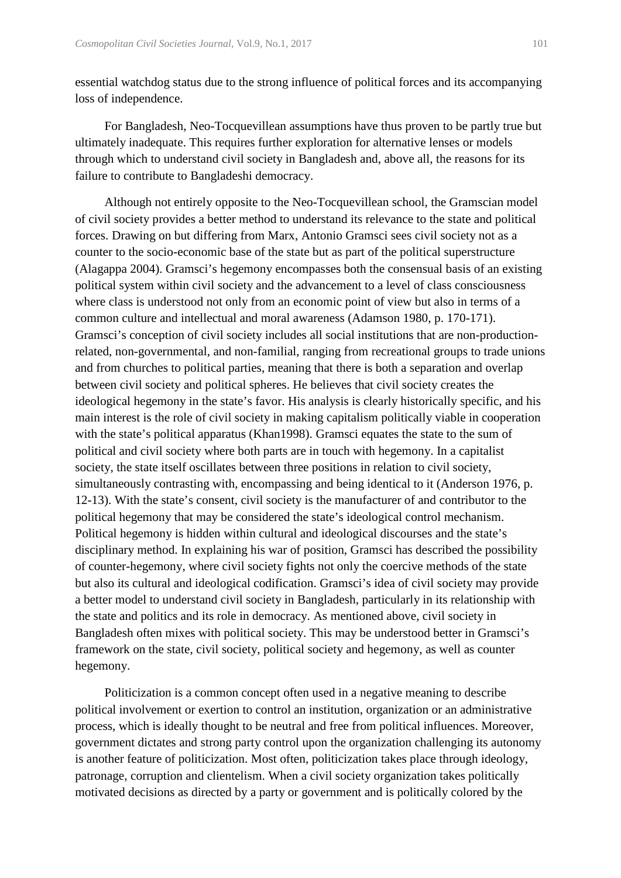essential watchdog status due to the strong influence of political forces and its accompanying loss of independence.

For Bangladesh, Neo-Tocquevillean assumptions have thus proven to be partly true but ultimately inadequate. This requires further exploration for alternative lenses or models through which to understand civil society in Bangladesh and, above all, the reasons for its failure to contribute to Bangladeshi democracy.

Although not entirely opposite to the Neo-Tocquevillean school, the Gramscian model of civil society provides a better method to understand its relevance to the state and political forces. Drawing on but differing from Marx, Antonio Gramsci sees civil society not as a counter to the socio-economic base of the state but as part of the political superstructure (Alagappa 2004). Gramsci's hegemony encompasses both the consensual basis of an existing political system within civil society and the advancement to a level of class consciousness where class is understood not only from an economic point of view but also in terms of a common culture and intellectual and moral awareness (Adamson 1980, p. 170-171). Gramsci's conception of civil society includes all social institutions that are non-production-related, non-governmental, and non-familial, ranging from recreational groups to trade unions and from churches to political parties, meaning that there is both a separation and overlap between civil society and political spheres. He believes that civil society creates the ideological hegemony in the state's favor. His analysis is clearly historically specific, and his main interest is the role of civil society in making capitalism politically viable in cooperation with the state's political apparatus (Khan1998). Gramsci equates the state to the sum of political and civil society where both parts are in touch with hegemony. In a capitalist society, the state itself oscillates between three positions in relation to civil society, simultaneously contrasting with, encompassing and being identical to it (Anderson 1976, p. 12-13). With the state's consent, civil society is the manufacturer of and contributor to the political hegemony that may be considered the state's ideological control mechanism. Political hegemony is hidden within cultural and ideological discourses and the state's disciplinary method. In explaining his war of position, Gramsci has described the possibility of counter-hegemony, where civil society fights not only the coercive methods of the state but also its cultural and ideological codification. Gramsci's idea of civil society may provide a better model to understand civil society in Bangladesh, particularly in its relationship with the state and politics and its role in democracy. As mentioned above, civil society in Bangladesh often mixes with political society. This may be understood better in Gramsci's framework on the state, civil society, political society and hegemony, as well as counter hegemony.

Politicization is a common concept often used in a negative meaning to describe political involvement or exertion to control an institution, organization or an administrative process, which is ideally thought to be neutral and free from political influences. Moreover, government dictates and strong party control upon the organization challenging its autonomy is another feature of politicization. Most often, politicization takes place through ideology, patronage, corruption and clientelism. When a civil society organization takes politically motivated decisions as directed by a party or government and is politically colored by the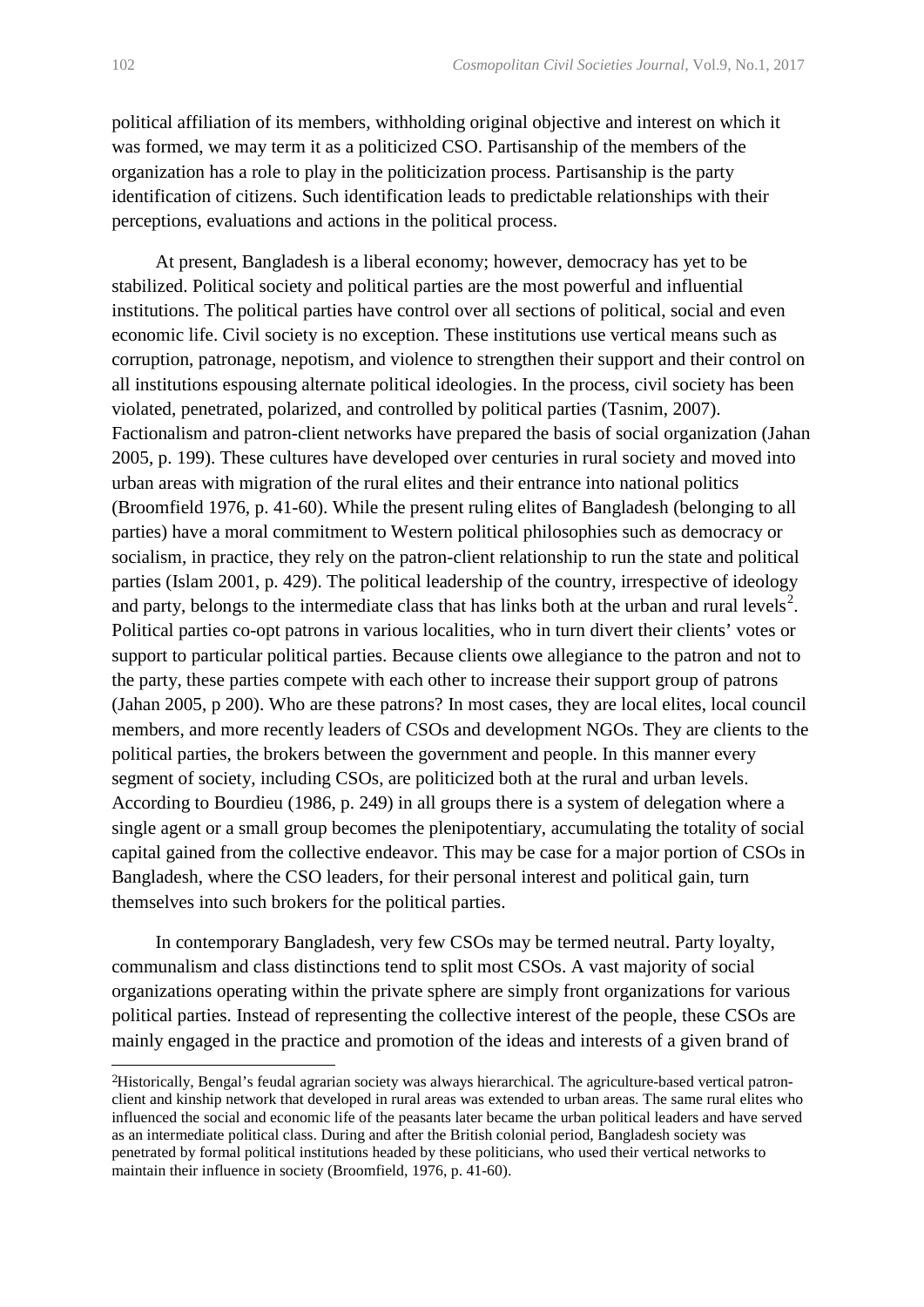political affiliation of its members, withholding original objective and interest on which it was formed, we may term it as a politicized CSO. Partisanship of the members of the organization has a role to play in the politicization process. Partisanship is the party identification of citizens. Such identification leads to predictable relationships with their perceptions, evaluations and actions in the political process.

At present, Bangladesh is a liberal economy; however, democracy has yet to be stabilized. Political society and political parties are the most powerful and influential institutions. The political parties have control over all sections of political, social and even economic life. Civil society is no exception. These institutions use vertical means such as corruption, patronage, nepotism, and violence to strengthen their support and their control on all institutions espousing alternate political ideologies. In the process, civil society has been violated, penetrated, polarized, and controlled by political parties (Tasnim, 2007). Factionalism and patron-client networks have prepared the basis of social organization (Jahan 2005, p. 199). These cultures have developed over centuries in rural society and moved into urban areas with migration of the rural elites and their entrance into national politics (Broomfield 1976, p. 41-60). While the present ruling elites of Bangladesh (belonging to all parties) have a moral commitment to Western political philosophies such as democracy or socialism, in practice, they rely on the patron-client relationship to run the state and political parties (Islam 2001, p. 429). The political leadership of the country, irrespective of ideology and party, belongs to the intermediate class that has links both at the urban and rural levels[2]. Political parties co-opt patrons in various localities, who in turn divert their clients' votes or support to particular political parties. Because clients owe allegiance to the patron and not to the party, these parties compete with each other to increase their support group of patrons (Jahan 2005, p 200). Who are these patrons? In most cases, they are local elites, local council members, and more recently leaders of CSOs and development NGOs. They are clients to the political parties, the brokers between the government and people. In this manner every segment of society, including CSOs, are politicized both at the rural and urban levels. According to Bourdieu (1986, p. 249) in all groups there is a system of delegation where a single agent or a small group becomes the plenipotentiary, accumulating the totality of social capital gained from the collective endeavor. This may be case for a major portion of CSOs in Bangladesh, where the CSO leaders, for their personal interest and political gain, turn themselves into such brokers for the political parties.

In contemporary Bangladesh, very few CSOs may be termed neutral. Party loyalty, communalism and class distinctions tend to split most CSOs. A vast majority of social organizations operating within the private sphere are simply front organizations for various political parties. Instead of representing the collective interest of the people, these CSOs are mainly engaged in the practice and promotion of the ideas and interests of a given brand of

---

[2]Historically, Bengal's feudal agrarian society was always hierarchical. The agriculture-based vertical patron-client and kinship network that developed in rural areas was extended to urban areas. The same rural elites who influenced the social and economic life of the peasants later became the urban political leaders and have served as an intermediate political class. During and after the British colonial period, Bangladesh society was penetrated by formal political institutions headed by these politicians, who used their vertical networks to maintain their influence in society (Broomfield, 1976, p. 41-60).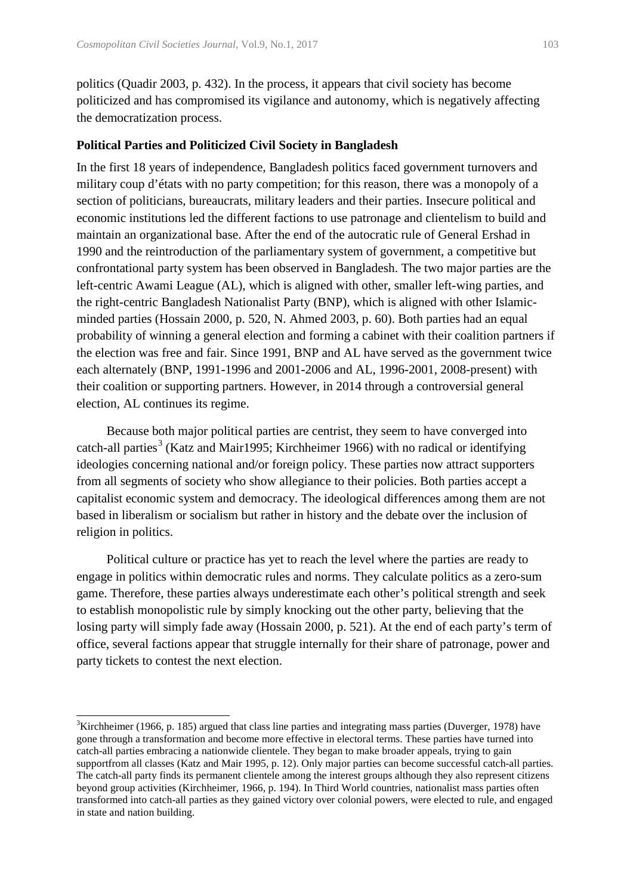politics (Quadir 2003, p. 432). In the process, it appears that civil society has become politicized and has compromised its vigilance and autonomy, which is negatively affecting the democratization process.

**Political Parties and Politicized Civil Society in Bangladesh**

In the first 18 years of independence, Bangladesh politics faced government turnovers and military coup d'états with no party competition; for this reason, there was a monopoly of a section of politicians, bureaucrats, military leaders and their parties. Insecure political and economic institutions led the different factions to use patronage and clientelism to build and maintain an organizational base. After the end of the autocratic rule of General Ershad in 1990 and the reintroduction of the parliamentary system of government, a competitive but confrontational party system has been observed in Bangladesh. The two major parties are the left-centric Awami League (AL), which is aligned with other, smaller left-wing parties, and the right-centric Bangladesh Nationalist Party (BNP), which is aligned with other Islamic-minded parties (Hossain 2000, p. 520, N. Ahmed 2003, p. 60). Both parties had an equal probability of winning a general election and forming a cabinet with their coalition partners if the election was free and fair. Since 1991, BNP and AL have served as the government twice each alternately (BNP, 1991-1996 and 2001-2006 and AL, 1996-2001, 2008-present) with their coalition or supporting partners. However, in 2014 through a controversial general election, AL continues its regime.

Because both major political parties are centrist, they seem to have converged into catch-all parties[3] (Katz and Mair1995; Kirchheimer 1966) with no radical or identifying ideologies concerning national and/or foreign policy. These parties now attract supporters from all segments of society who show allegiance to their policies. Both parties accept a capitalist economic system and democracy. The ideological differences among them are not based in liberalism or socialism but rather in history and the debate over the inclusion of religion in politics.

Political culture or practice has yet to reach the level where the parties are ready to engage in politics within democratic rules and norms. They calculate politics as a zero-sum game. Therefore, these parties always underestimate each other's political strength and seek to establish monopolistic rule by simply knocking out the other party, believing that the losing party will simply fade away (Hossain 2000, p. 521). At the end of each party's term of office, several factions appear that struggle internally for their share of patronage, power and party tickets to contest the next election.

---

[3]Kirchheimer (1966, p. 185) argued that class line parties and integrating mass parties (Duverger, 1978) have gone through a transformation and become more effective in electoral terms. These parties have turned into catch-all parties embracing a nationwide clientele. They began to make broader appeals, trying to gain supportfrom all classes (Katz and Mair 1995, p. 12). Only major parties can become successful catch-all parties. The catch-all party finds its permanent clientele among the interest groups although they also represent citizens beyond group activities (Kirchheimer, 1966, p. 194). In Third World countries, nationalist mass parties often transformed into catch-all parties as they gained victory over colonial powers, were elected to rule, and engaged in state and nation building.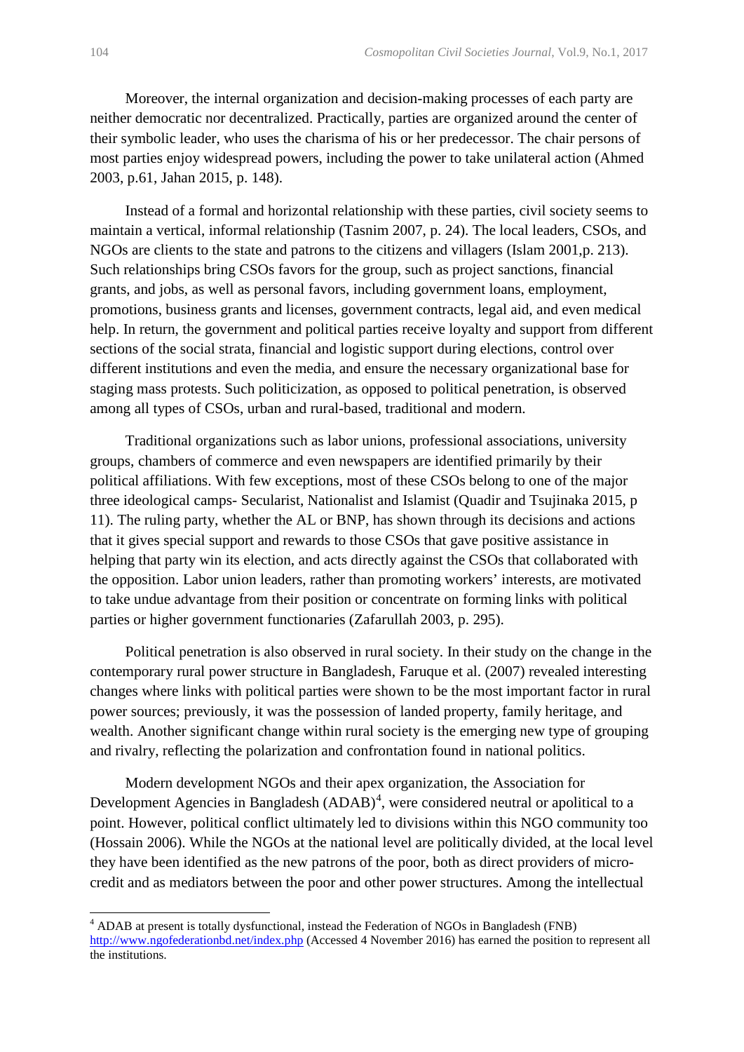Moreover, the internal organization and decision-making processes of each party are neither democratic nor decentralized. Practically, parties are organized around the center of their symbolic leader, who uses the charisma of his or her predecessor. The chair persons of most parties enjoy widespread powers, including the power to take unilateral action (Ahmed 2003, p.61, Jahan 2015, p. 148).

Instead of a formal and horizontal relationship with these parties, civil society seems to maintain a vertical, informal relationship (Tasnim 2007, p. 24). The local leaders, CSOs, and NGOs are clients to the state and patrons to the citizens and villagers (Islam 2001,p. 213). Such relationships bring CSOs favors for the group, such as project sanctions, financial grants, and jobs, as well as personal favors, including government loans, employment, promotions, business grants and licenses, government contracts, legal aid, and even medical help. In return, the government and political parties receive loyalty and support from different sections of the social strata, financial and logistic support during elections, control over different institutions and even the media, and ensure the necessary organizational base for staging mass protests. Such politicization, as opposed to political penetration, is observed among all types of CSOs, urban and rural-based, traditional and modern.

Traditional organizations such as labor unions, professional associations, university groups, chambers of commerce and even newspapers are identified primarily by their political affiliations. With few exceptions, most of these CSOs belong to one of the major three ideological camps- Secularist, Nationalist and Islamist (Quadir and Tsujinaka 2015, p 11). The ruling party, whether the AL or BNP, has shown through its decisions and actions that it gives special support and rewards to those CSOs that gave positive assistance in helping that party win its election, and acts directly against the CSOs that collaborated with the opposition. Labor union leaders, rather than promoting workers' interests, are motivated to take undue advantage from their position or concentrate on forming links with political parties or higher government functionaries (Zafarullah 2003, p. 295).

Political penetration is also observed in rural society. In their study on the change in the contemporary rural power structure in Bangladesh, Faruque et al. (2007) revealed interesting changes where links with political parties were shown to be the most important factor in rural power sources; previously, it was the possession of landed property, family heritage, and wealth. Another significant change within rural society is the emerging new type of grouping and rivalry, reflecting the polarization and confrontation found in national politics.

Modern development NGOs and their apex organization, the Association for Development Agencies in Bangladesh (ADAB)[4], were considered neutral or apolitical to a point. However, political conflict ultimately led to divisions within this NGO community too (Hossain 2006). While the NGOs at the national level are politically divided, at the local level they have been identified as the new patrons of the poor, both as direct providers of micro-credit and as mediators between the poor and other power structures. Among the intellectual

---

[4] ADAB at present is totally dysfunctional, instead the Federation of NGOs in Bangladesh (FNB) http://www.ngofederationbd.net/index.php (Accessed 4 November 2016) has earned the position to represent all the institutions.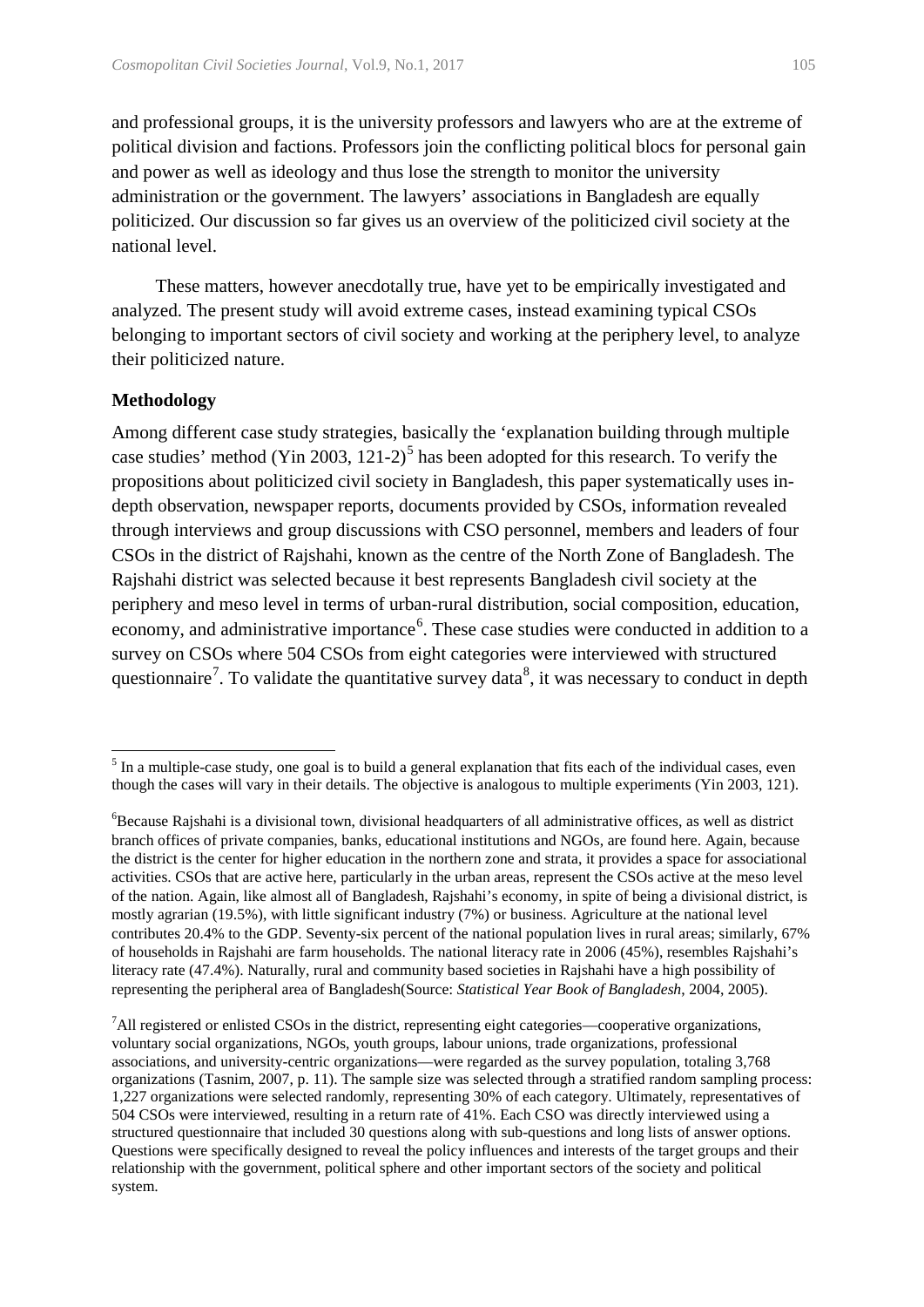and professional groups, it is the university professors and lawyers who are at the extreme of political division and factions. Professors join the conflicting political blocs for personal gain and power as well as ideology and thus lose the strength to monitor the university administration or the government. The lawyers' associations in Bangladesh are equally politicized. Our discussion so far gives us an overview of the politicized civil society at the national level.

These matters, however anecdotally true, have yet to be empirically investigated and analyzed. The present study will avoid extreme cases, instead examining typical CSOs belonging to important sectors of civil society and working at the periphery level, to analyze their politicized nature.

## Methodology

Among different case study strategies, basically the 'explanation building through multiple case studies' method (Yin 2003, 121-2)[5] has been adopted for this research. To verify the propositions about politicized civil society in Bangladesh, this paper systematically uses in-depth observation, newspaper reports, documents provided by CSOs, information revealed through interviews and group discussions with CSO personnel, members and leaders of four CSOs in the district of Rajshahi, known as the centre of the North Zone of Bangladesh. The Rajshahi district was selected because it best represents Bangladesh civil society at the periphery and meso level in terms of urban-rural distribution, social composition, education, economy, and administrative importance[6]. These case studies were conducted in addition to a survey on CSOs where 504 CSOs from eight categories were interviewed with structured questionnaire[7]. To validate the quantitative survey data[8], it was necessary to conduct in depth

---

[5] In a multiple-case study, one goal is to build a general explanation that fits each of the individual cases, even though the cases will vary in their details. The objective is analogous to multiple experiments (Yin 2003, 121).

[6] Because Rajshahi is a divisional town, divisional headquarters of all administrative offices, as well as district branch offices of private companies, banks, educational institutions and NGOs, are found here. Again, because the district is the center for higher education in the northern zone and strata, it provides a space for associational activities. CSOs that are active here, particularly in the urban areas, represent the CSOs active at the meso level of the nation. Again, like almost all of Bangladesh, Rajshahi's economy, in spite of being a divisional district, is mostly agrarian (19.5%), with little significant industry (7%) or business. Agriculture at the national level contributes 20.4% to the GDP. Seventy-six percent of the national population lives in rural areas; similarly, 67% of households in Rajshahi are farm households. The national literacy rate in 2006 (45%), resembles Rajshahi's literacy rate (47.4%). Naturally, rural and community based societies in Rajshahi have a high possibility of representing the peripheral area of Bangladesh(Source: *Statistical Year Book of Bangladesh,* 2004, 2005).

[7] All registered or enlisted CSOs in the district, representing eight categories—cooperative organizations, voluntary social organizations, NGOs, youth groups, labour unions, trade organizations, professional associations, and university-centric organizations—were regarded as the survey population, totaling 3,768 organizations (Tasnim, 2007, p. 11). The sample size was selected through a stratified random sampling process: 1,227 organizations were selected randomly, representing 30% of each category. Ultimately, representatives of 504 CSOs were interviewed, resulting in a return rate of 41%. Each CSO was directly interviewed using a structured questionnaire that included 30 questions along with sub-questions and long lists of answer options. Questions were specifically designed to reveal the policy influences and interests of the target groups and their relationship with the government, political sphere and other important sectors of the society and political system.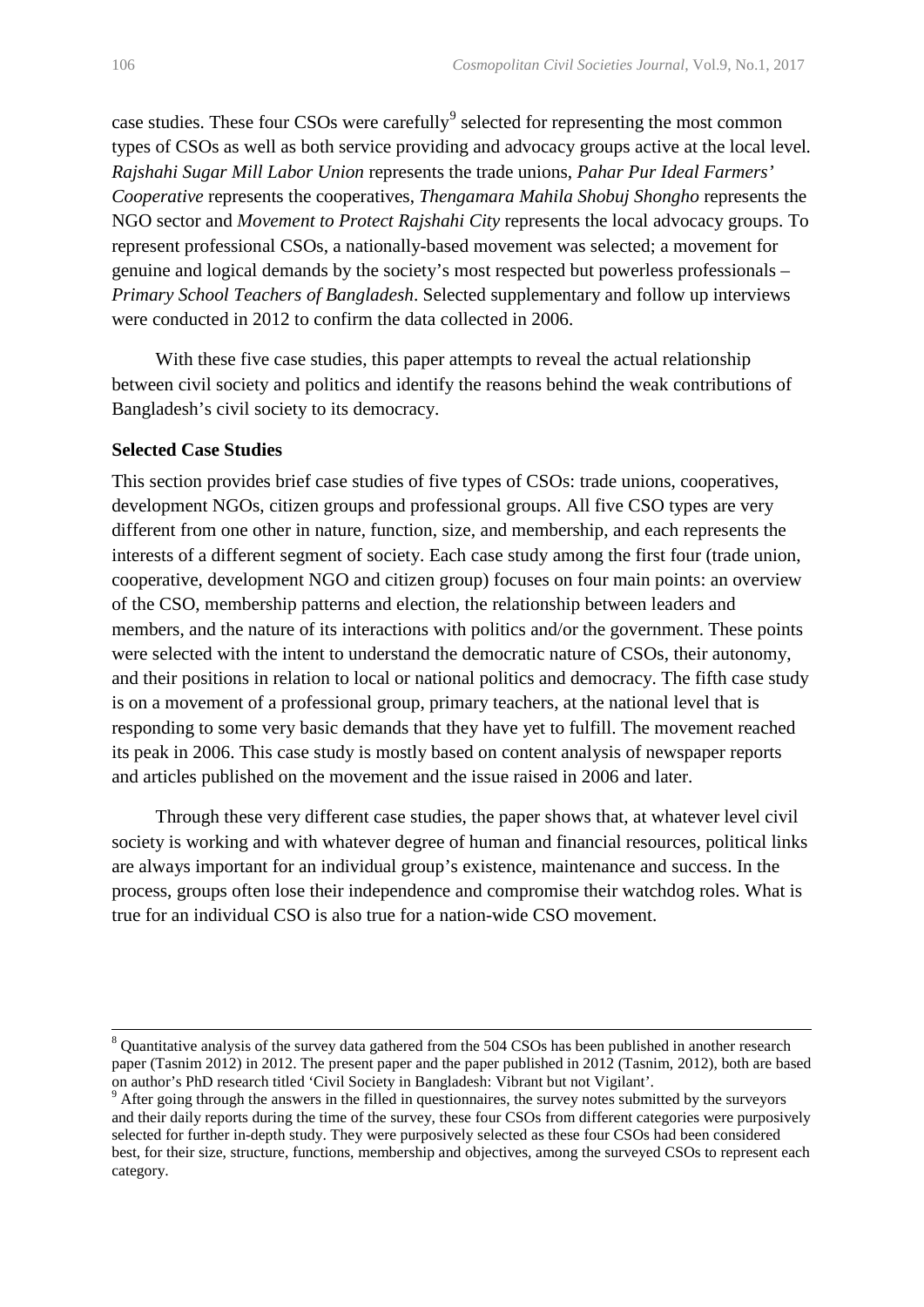case studies. These four CSOs were carefully[9] selected for representing the most common types of CSOs as well as both service providing and advocacy groups active at the local level. *Rajshahi Sugar Mill Labor Union* represents the trade unions, *Pahar Pur Ideal Farmers' Cooperative* represents the cooperatives, *Thengamara Mahila Shobuj Shongho* represents the NGO sector and *Movement to Protect Rajshahi City* represents the local advocacy groups. To represent professional CSOs, a nationally-based movement was selected; a movement for genuine and logical demands by the society's most respected but powerless professionals – *Primary School Teachers of Bangladesh*. Selected supplementary and follow up interviews were conducted in 2012 to confirm the data collected in 2006.

With these five case studies, this paper attempts to reveal the actual relationship between civil society and politics and identify the reasons behind the weak contributions of Bangladesh's civil society to its democracy.

**Selected Case Studies**

This section provides brief case studies of five types of CSOs: trade unions, cooperatives, development NGOs, citizen groups and professional groups. All five CSO types are very different from one other in nature, function, size, and membership, and each represents the interests of a different segment of society. Each case study among the first four (trade union, cooperative, development NGO and citizen group) focuses on four main points: an overview of the CSO, membership patterns and election, the relationship between leaders and members, and the nature of its interactions with politics and/or the government. These points were selected with the intent to understand the democratic nature of CSOs, their autonomy, and their positions in relation to local or national politics and democracy. The fifth case study is on a movement of a professional group, primary teachers, at the national level that is responding to some very basic demands that they have yet to fulfill. The movement reached its peak in 2006. This case study is mostly based on content analysis of newspaper reports and articles published on the movement and the issue raised in 2006 and later.

Through these very different case studies, the paper shows that, at whatever level civil society is working and with whatever degree of human and financial resources, political links are always important for an individual group's existence, maintenance and success. In the process, groups often lose their independence and compromise their watchdog roles. What is true for an individual CSO is also true for a nation-wide CSO movement.

---

[8] Quantitative analysis of the survey data gathered from the 504 CSOs has been published in another research paper (Tasnim 2012) in 2012. The present paper and the paper published in 2012 (Tasnim, 2012), both are based on author's PhD research titled 'Civil Society in Bangladesh: Vibrant but not Vigilant'.

[9] After going through the answers in the filled in questionnaires, the survey notes submitted by the surveyors and their daily reports during the time of the survey, these four CSOs from different categories were purposively selected for further in-depth study. They were purposively selected as these four CSOs had been considered best, for their size, structure, functions, membership and objectives, among the surveyed CSOs to represent each category.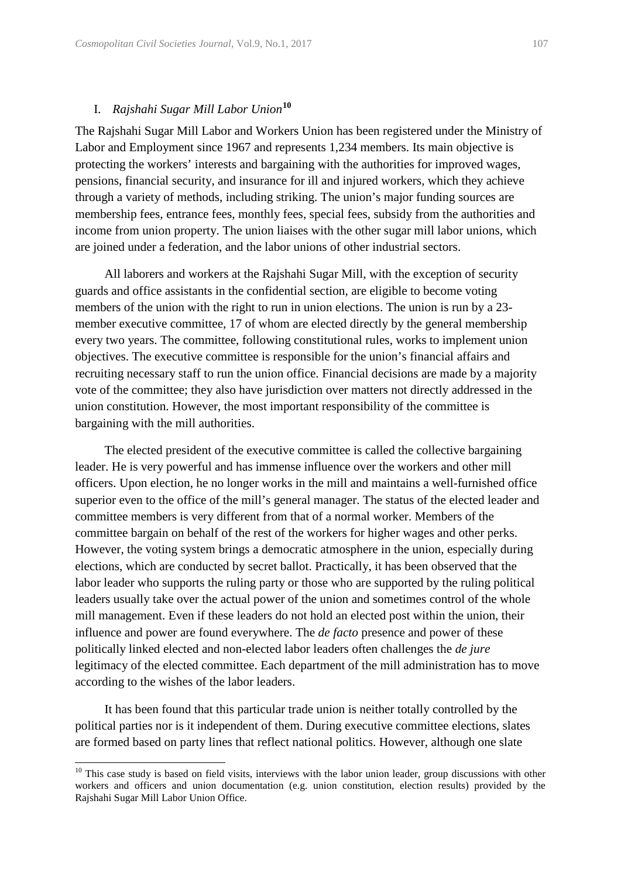### I. *Rajshahi Sugar Mill Labor Union*[10]

The Rajshahi Sugar Mill Labor and Workers Union has been registered under the Ministry of Labor and Employment since 1967 and represents 1,234 members. Its main objective is protecting the workers' interests and bargaining with the authorities for improved wages, pensions, financial security, and insurance for ill and injured workers, which they achieve through a variety of methods, including striking. The union's major funding sources are membership fees, entrance fees, monthly fees, special fees, subsidy from the authorities and income from union property. The union liaises with the other sugar mill labor unions, which are joined under a federation, and the labor unions of other industrial sectors.

All laborers and workers at the Rajshahi Sugar Mill, with the exception of security guards and office assistants in the confidential section, are eligible to become voting members of the union with the right to run in union elections. The union is run by a 23-member executive committee, 17 of whom are elected directly by the general membership every two years. The committee, following constitutional rules, works to implement union objectives. The executive committee is responsible for the union's financial affairs and recruiting necessary staff to run the union office. Financial decisions are made by a majority vote of the committee; they also have jurisdiction over matters not directly addressed in the union constitution. However, the most important responsibility of the committee is bargaining with the mill authorities.

The elected president of the executive committee is called the collective bargaining leader. He is very powerful and has immense influence over the workers and other mill officers. Upon election, he no longer works in the mill and maintains a well-furnished office superior even to the office of the mill's general manager. The status of the elected leader and committee members is very different from that of a normal worker. Members of the committee bargain on behalf of the rest of the workers for higher wages and other perks. However, the voting system brings a democratic atmosphere in the union, especially during elections, which are conducted by secret ballot. Practically, it has been observed that the labor leader who supports the ruling party or those who are supported by the ruling political leaders usually take over the actual power of the union and sometimes control of the whole mill management. Even if these leaders do not hold an elected post within the union, their influence and power are found everywhere. The *de facto* presence and power of these politically linked elected and non-elected labor leaders often challenges the *de jure* legitimacy of the elected committee. Each department of the mill administration has to move according to the wishes of the labor leaders.

It has been found that this particular trade union is neither totally controlled by the political parties nor is it independent of them. During executive committee elections, slates are formed based on party lines that reflect national politics. However, although one slate

[10] This case study is based on field visits, interviews with the labor union leader, group discussions with other workers and officers and union documentation (e.g. union constitution, election results) provided by the Rajshahi Sugar Mill Labor Union Office.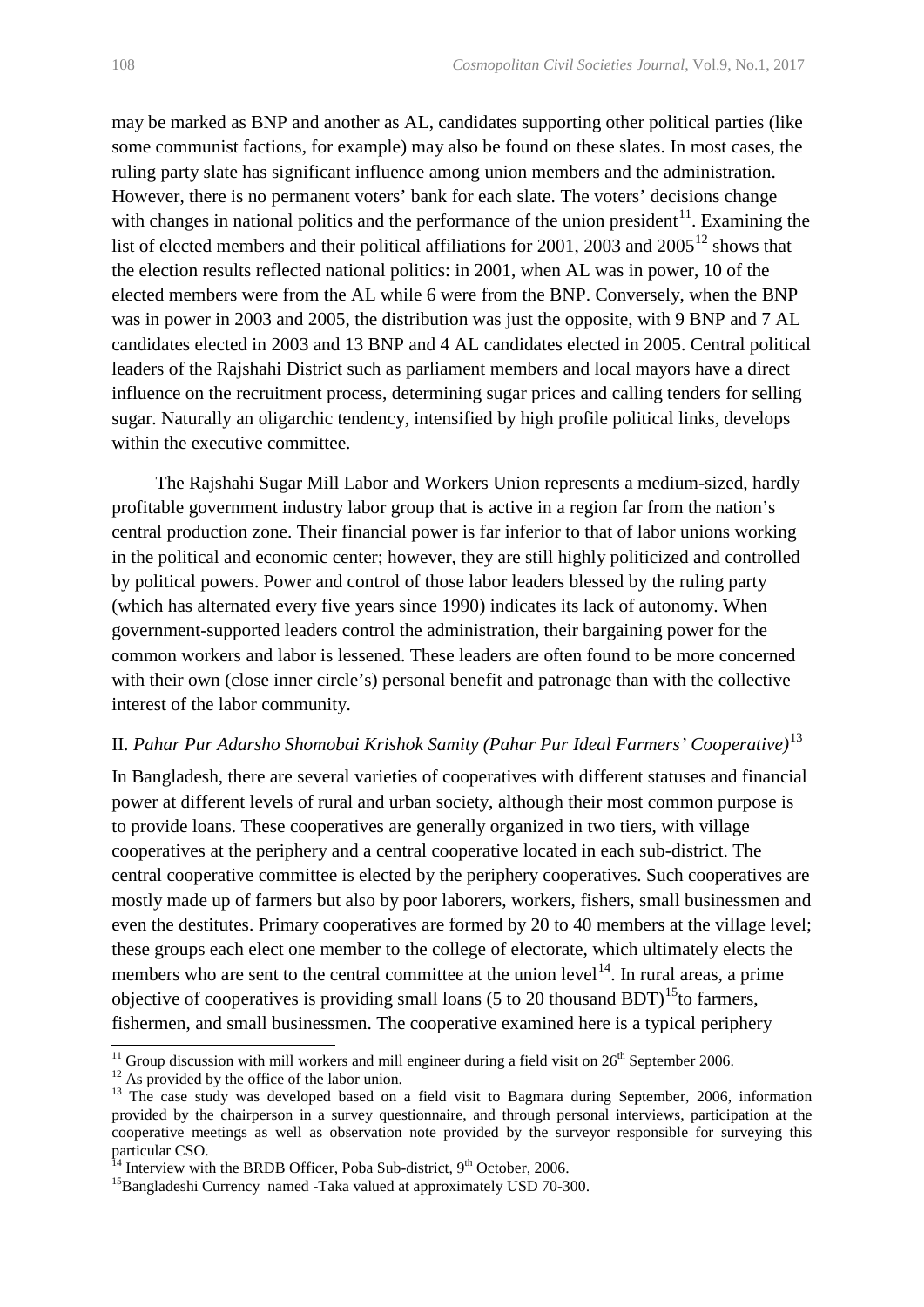may be marked as BNP and another as AL, candidates supporting other political parties (like some communist factions, for example) may also be found on these slates. In most cases, the ruling party slate has significant influence among union members and the administration. However, there is no permanent voters' bank for each slate. The voters' decisions change with changes in national politics and the performance of the union president[11]. Examining the list of elected members and their political affiliations for 2001, 2003 and 2005[12] shows that the election results reflected national politics: in 2001, when AL was in power, 10 of the elected members were from the AL while 6 were from the BNP. Conversely, when the BNP was in power in 2003 and 2005, the distribution was just the opposite, with 9 BNP and 7 AL candidates elected in 2003 and 13 BNP and 4 AL candidates elected in 2005. Central political leaders of the Rajshahi District such as parliament members and local mayors have a direct influence on the recruitment process, determining sugar prices and calling tenders for selling sugar. Naturally an oligarchic tendency, intensified by high profile political links, develops within the executive committee.

The Rajshahi Sugar Mill Labor and Workers Union represents a medium-sized, hardly profitable government industry labor group that is active in a region far from the nation's central production zone. Their financial power is far inferior to that of labor unions working in the political and economic center; however, they are still highly politicized and controlled by political powers. Power and control of those labor leaders blessed by the ruling party (which has alternated every five years since 1990) indicates its lack of autonomy. When government-supported leaders control the administration, their bargaining power for the common workers and labor is lessened. These leaders are often found to be more concerned with their own (close inner circle's) personal benefit and patronage than with the collective interest of the labor community.

### II. *Pahar Pur Adarsho Shomobai Krishok Samity (Pahar Pur Ideal Farmers' Cooperative)*[13]

In Bangladesh, there are several varieties of cooperatives with different statuses and financial power at different levels of rural and urban society, although their most common purpose is to provide loans. These cooperatives are generally organized in two tiers, with village cooperatives at the periphery and a central cooperative located in each sub-district. The central cooperative committee is elected by the periphery cooperatives. Such cooperatives are mostly made up of farmers but also by poor laborers, workers, fishers, small businessmen and even the destitutes. Primary cooperatives are formed by 20 to 40 members at the village level; these groups each elect one member to the college of electorate, which ultimately elects the members who are sent to the central committee at the union level[14]. In rural areas, a prime objective of cooperatives is providing small loans (5 to 20 thousand BDT)[15]to farmers, fishermen, and small businessmen. The cooperative examined here is a typical periphery

---

[11] Group discussion with mill workers and mill engineer during a field visit on 26th September 2006.

[12] As provided by the office of the labor union.

[13] The case study was developed based on a field visit to Bagmara during September, 2006, information provided by the chairperson in a survey questionnaire, and through personal interviews, participation at the cooperative meetings as well as observation note provided by the surveyor responsible for surveying this particular CSO.

[14] Interview with the BRDB Officer, Poba Sub-district, 9th October, 2006.

[15] Bangladeshi Currency named -Taka valued at approximately USD 70-300.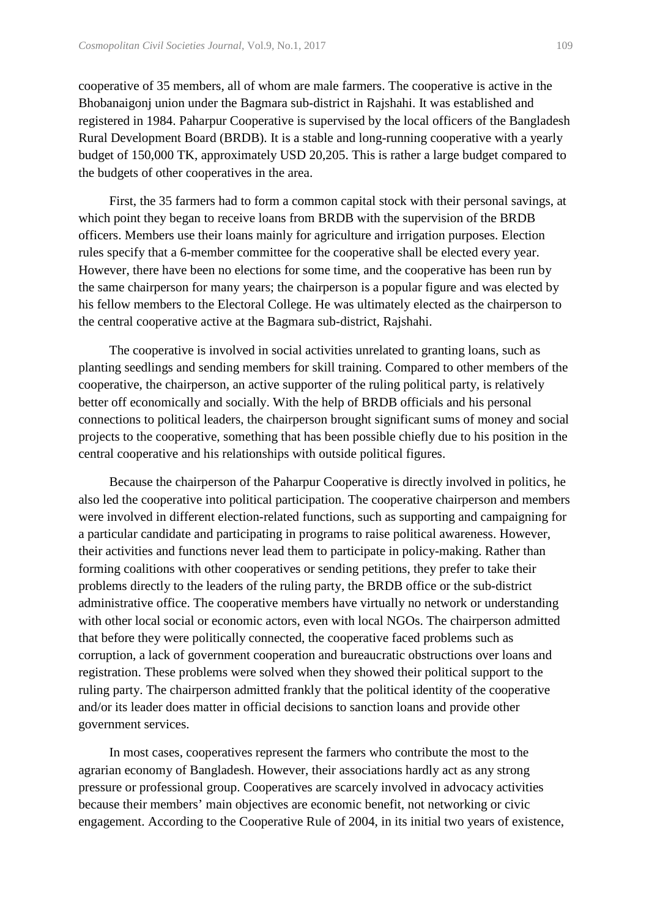cooperative of 35 members, all of whom are male farmers. The cooperative is active in the Bhobanaigonj union under the Bagmara sub-district in Rajshahi. It was established and registered in 1984. Paharpur Cooperative is supervised by the local officers of the Bangladesh Rural Development Board (BRDB). It is a stable and long-running cooperative with a yearly budget of 150,000 TK, approximately USD 20,205. This is rather a large budget compared to the budgets of other cooperatives in the area.

First, the 35 farmers had to form a common capital stock with their personal savings, at which point they began to receive loans from BRDB with the supervision of the BRDB officers. Members use their loans mainly for agriculture and irrigation purposes. Election rules specify that a 6-member committee for the cooperative shall be elected every year. However, there have been no elections for some time, and the cooperative has been run by the same chairperson for many years; the chairperson is a popular figure and was elected by his fellow members to the Electoral College. He was ultimately elected as the chairperson to the central cooperative active at the Bagmara sub-district, Rajshahi.

The cooperative is involved in social activities unrelated to granting loans, such as planting seedlings and sending members for skill training. Compared to other members of the cooperative, the chairperson, an active supporter of the ruling political party, is relatively better off economically and socially. With the help of BRDB officials and his personal connections to political leaders, the chairperson brought significant sums of money and social projects to the cooperative, something that has been possible chiefly due to his position in the central cooperative and his relationships with outside political figures.

Because the chairperson of the Paharpur Cooperative is directly involved in politics, he also led the cooperative into political participation. The cooperative chairperson and members were involved in different election-related functions, such as supporting and campaigning for a particular candidate and participating in programs to raise political awareness. However, their activities and functions never lead them to participate in policy-making. Rather than forming coalitions with other cooperatives or sending petitions, they prefer to take their problems directly to the leaders of the ruling party, the BRDB office or the sub-district administrative office. The cooperative members have virtually no network or understanding with other local social or economic actors, even with local NGOs. The chairperson admitted that before they were politically connected, the cooperative faced problems such as corruption, a lack of government cooperation and bureaucratic obstructions over loans and registration. These problems were solved when they showed their political support to the ruling party. The chairperson admitted frankly that the political identity of the cooperative and/or its leader does matter in official decisions to sanction loans and provide other government services.

In most cases, cooperatives represent the farmers who contribute the most to the agrarian economy of Bangladesh. However, their associations hardly act as any strong pressure or professional group. Cooperatives are scarcely involved in advocacy activities because their members' main objectives are economic benefit, not networking or civic engagement. According to the Cooperative Rule of 2004, in its initial two years of existence,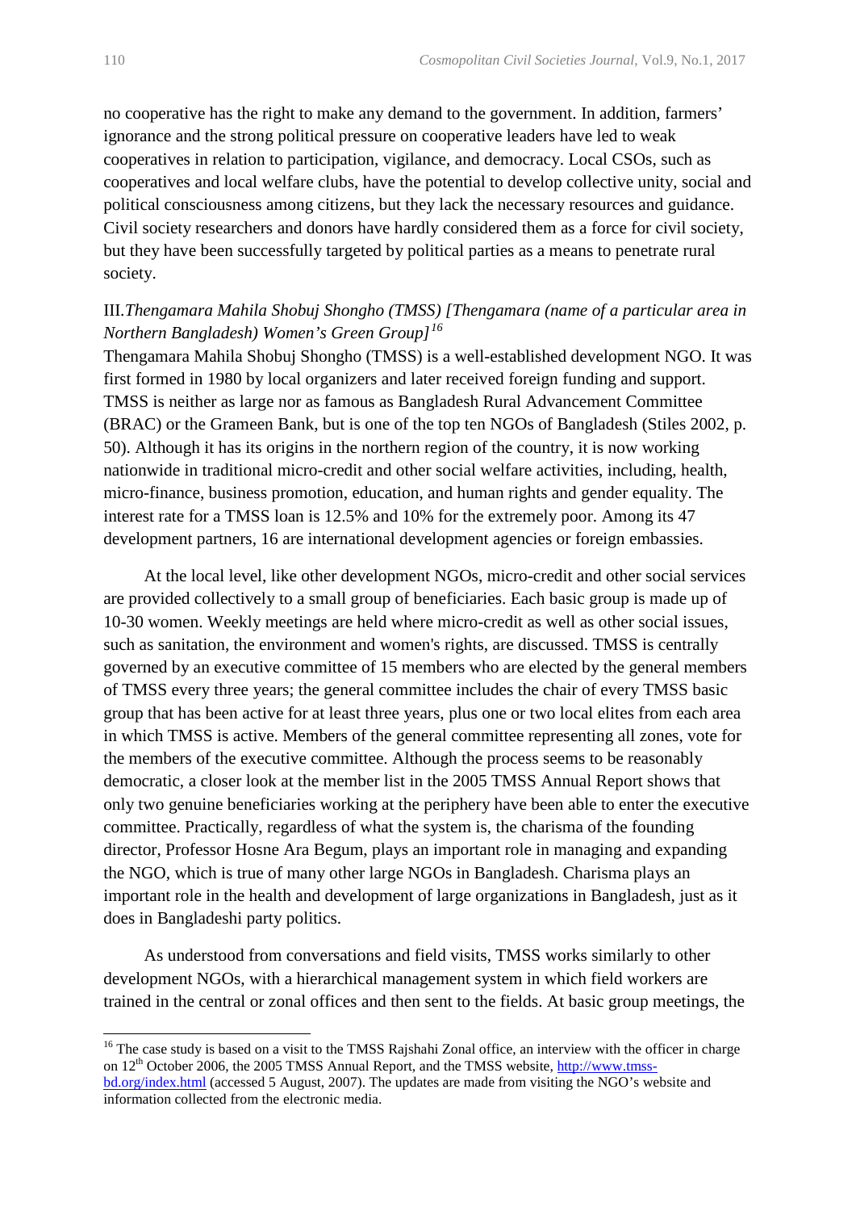no cooperative has the right to make any demand to the government. In addition, farmers' ignorance and the strong political pressure on cooperative leaders have led to weak cooperatives in relation to participation, vigilance, and democracy. Local CSOs, such as cooperatives and local welfare clubs, have the potential to develop collective unity, social and political consciousness among citizens, but they lack the necessary resources and guidance. Civil society researchers and donors have hardly considered them as a force for civil society, but they have been successfully targeted by political parties as a means to penetrate rural society.

### III. *Thengamara Mahila Shobuj Shongho (TMSS) [Thengamara (name of a particular area in Northern Bangladesh) Women's Green Group]*[16]

Thengamara Mahila Shobuj Shongho (TMSS) is a well-established development NGO. It was first formed in 1980 by local organizers and later received foreign funding and support. TMSS is neither as large nor as famous as Bangladesh Rural Advancement Committee (BRAC) or the Grameen Bank, but is one of the top ten NGOs of Bangladesh (Stiles 2002, p. 50). Although it has its origins in the northern region of the country, it is now working nationwide in traditional micro-credit and other social welfare activities, including, health, micro-finance, business promotion, education, and human rights and gender equality. The interest rate for a TMSS loan is 12.5% and 10% for the extremely poor. Among its 47 development partners, 16 are international development agencies or foreign embassies.

At the local level, like other development NGOs, micro-credit and other social services are provided collectively to a small group of beneficiaries. Each basic group is made up of 10-30 women. Weekly meetings are held where micro-credit as well as other social issues, such as sanitation, the environment and women's rights, are discussed. TMSS is centrally governed by an executive committee of 15 members who are elected by the general members of TMSS every three years; the general committee includes the chair of every TMSS basic group that has been active for at least three years, plus one or two local elites from each area in which TMSS is active. Members of the general committee representing all zones, vote for the members of the executive committee. Although the process seems to be reasonably democratic, a closer look at the member list in the 2005 TMSS Annual Report shows that only two genuine beneficiaries working at the periphery have been able to enter the executive committee. Practically, regardless of what the system is, the charisma of the founding director, Professor Hosne Ara Begum, plays an important role in managing and expanding the NGO, which is true of many other large NGOs in Bangladesh. Charisma plays an important role in the health and development of large organizations in Bangladesh, just as it does in Bangladeshi party politics.

As understood from conversations and field visits, TMSS works similarly to other development NGOs, with a hierarchical management system in which field workers are trained in the central or zonal offices and then sent to the fields. At basic group meetings, the

---

[16] The case study is based on a visit to the TMSS Rajshahi Zonal office, an interview with the officer in charge on 12th October 2006, the 2005 TMSS Annual Report, and the TMSS website, http://www.tmss-bd.org/index.html (accessed 5 August, 2007). The updates are made from visiting the NGO's website and information collected from the electronic media.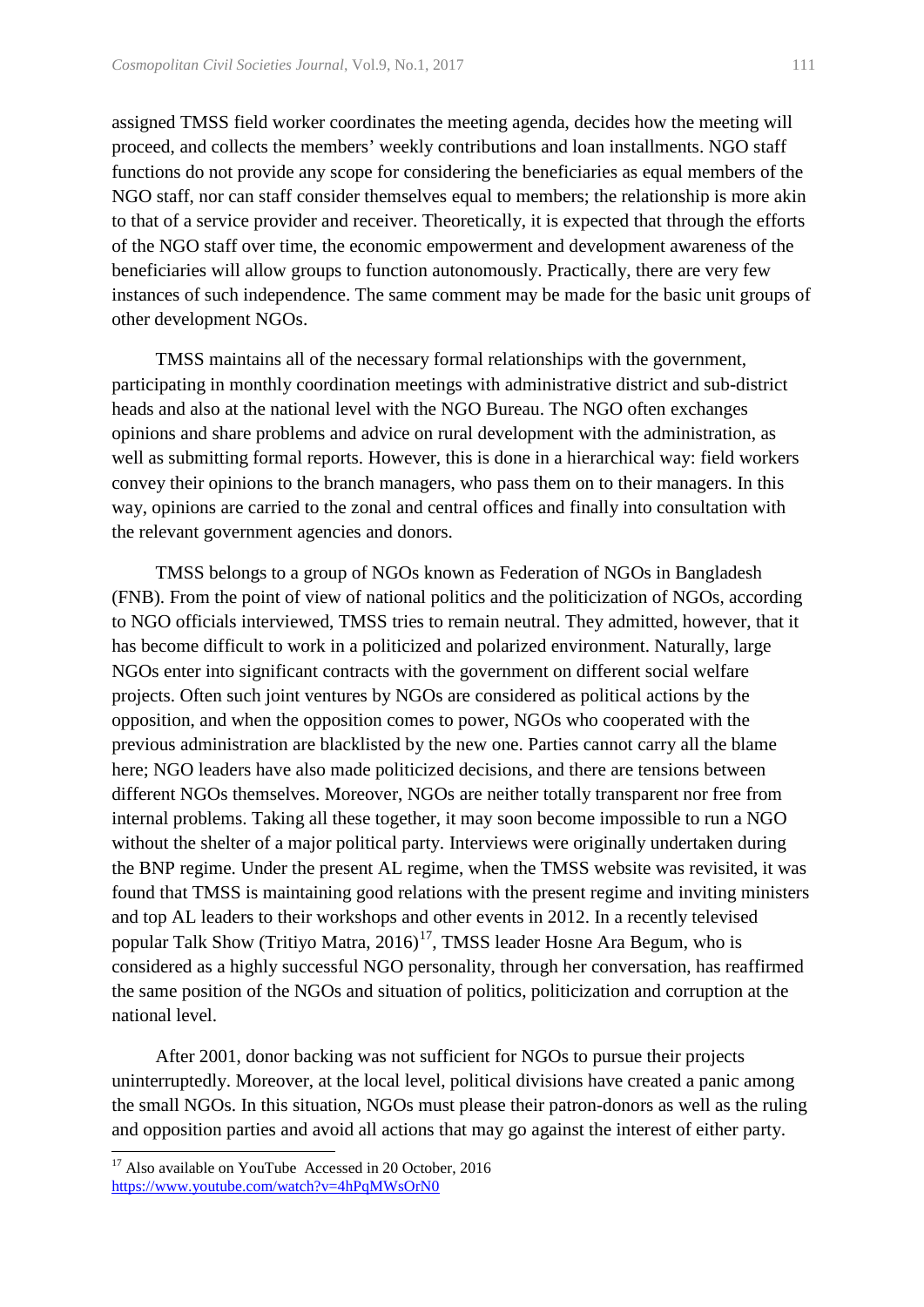assigned TMSS field worker coordinates the meeting agenda, decides how the meeting will proceed, and collects the members' weekly contributions and loan installments. NGO staff functions do not provide any scope for considering the beneficiaries as equal members of the NGO staff, nor can staff consider themselves equal to members; the relationship is more akin to that of a service provider and receiver. Theoretically, it is expected that through the efforts of the NGO staff over time, the economic empowerment and development awareness of the beneficiaries will allow groups to function autonomously. Practically, there are very few instances of such independence. The same comment may be made for the basic unit groups of other development NGOs.

TMSS maintains all of the necessary formal relationships with the government, participating in monthly coordination meetings with administrative district and sub-district heads and also at the national level with the NGO Bureau. The NGO often exchanges opinions and share problems and advice on rural development with the administration, as well as submitting formal reports. However, this is done in a hierarchical way: field workers convey their opinions to the branch managers, who pass them on to their managers. In this way, opinions are carried to the zonal and central offices and finally into consultation with the relevant government agencies and donors.

TMSS belongs to a group of NGOs known as Federation of NGOs in Bangladesh (FNB). From the point of view of national politics and the politicization of NGOs, according to NGO officials interviewed, TMSS tries to remain neutral. They admitted, however, that it has become difficult to work in a politicized and polarized environment. Naturally, large NGOs enter into significant contracts with the government on different social welfare projects. Often such joint ventures by NGOs are considered as political actions by the opposition, and when the opposition comes to power, NGOs who cooperated with the previous administration are blacklisted by the new one. Parties cannot carry all the blame here; NGO leaders have also made politicized decisions, and there are tensions between different NGOs themselves. Moreover, NGOs are neither totally transparent nor free from internal problems. Taking all these together, it may soon become impossible to run a NGO without the shelter of a major political party. Interviews were originally undertaken during the BNP regime. Under the present AL regime, when the TMSS website was revisited, it was found that TMSS is maintaining good relations with the present regime and inviting ministers and top AL leaders to their workshops and other events in 2012. In a recently televised popular Talk Show (Tritiyo Matra, 2016)[17], TMSS leader Hosne Ara Begum, who is considered as a highly successful NGO personality, through her conversation, has reaffirmed the same position of the NGOs and situation of politics, politicization and corruption at the national level.

After 2001, donor backing was not sufficient for NGOs to pursue their projects uninterruptedly. Moreover, at the local level, political divisions have created a panic among the small NGOs. In this situation, NGOs must please their patron-donors as well as the ruling and opposition parties and avoid all actions that may go against the interest of either party.

---

[17] Also available on YouTube Accessed in 20 October, 2016 https://www.youtube.com/watch?v=4hPqMWsOrN0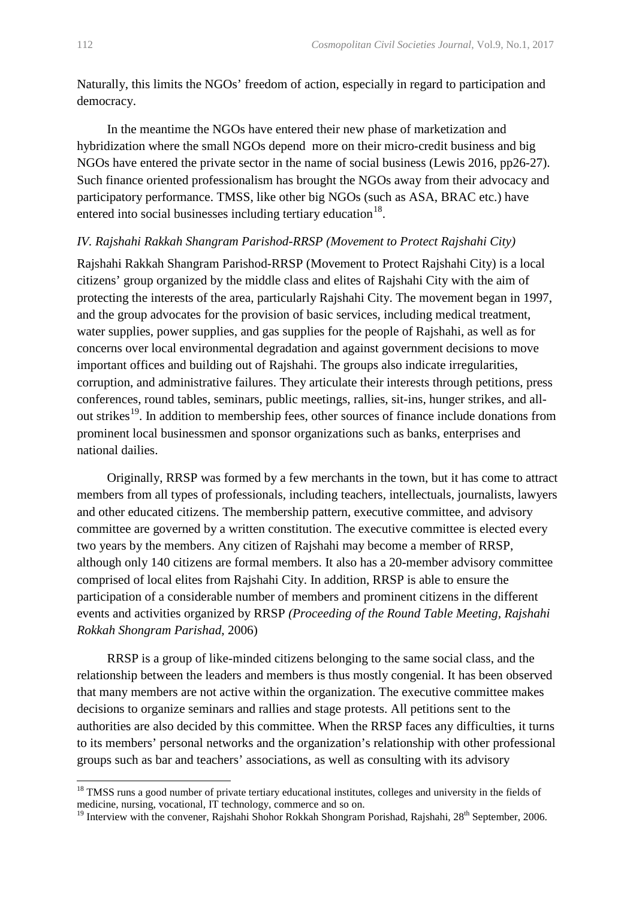Naturally, this limits the NGOs' freedom of action, especially in regard to participation and democracy.

In the meantime the NGOs have entered their new phase of marketization and hybridization where the small NGOs depend more on their micro-credit business and big NGOs have entered the private sector in the name of social business (Lewis 2016, pp26-27). Such finance oriented professionalism has brought the NGOs away from their advocacy and participatory performance. TMSS, like other big NGOs (such as ASA, BRAC etc.) have entered into social businesses including tertiary education[18].

*IV. Rajshahi Rakkah Shangram Parishod-RRSP (Movement to Protect Rajshahi City)*

Rajshahi Rakkah Shangram Parishod-RRSP (Movement to Protect Rajshahi City) is a local citizens' group organized by the middle class and elites of Rajshahi City with the aim of protecting the interests of the area, particularly Rajshahi City. The movement began in 1997, and the group advocates for the provision of basic services, including medical treatment, water supplies, power supplies, and gas supplies for the people of Rajshahi, as well as for concerns over local environmental degradation and against government decisions to move important offices and building out of Rajshahi. The groups also indicate irregularities, corruption, and administrative failures. They articulate their interests through petitions, press conferences, round tables, seminars, public meetings, rallies, sit-ins, hunger strikes, and all-out strikes[19]. In addition to membership fees, other sources of finance include donations from prominent local businessmen and sponsor organizations such as banks, enterprises and national dailies.

Originally, RRSP was formed by a few merchants in the town, but it has come to attract members from all types of professionals, including teachers, intellectuals, journalists, lawyers and other educated citizens. The membership pattern, executive committee, and advisory committee are governed by a written constitution. The executive committee is elected every two years by the members. Any citizen of Rajshahi may become a member of RRSP, although only 140 citizens are formal members. It also has a 20-member advisory committee comprised of local elites from Rajshahi City. In addition, RRSP is able to ensure the participation of a considerable number of members and prominent citizens in the different events and activities organized by RRSP *(Proceeding of the Round Table Meeting, Rajshahi Rokkah Shongram Parishad*, 2006)

RRSP is a group of like-minded citizens belonging to the same social class, and the relationship between the leaders and members is thus mostly congenial. It has been observed that many members are not active within the organization. The executive committee makes decisions to organize seminars and rallies and stage protests. All petitions sent to the authorities are also decided by this committee. When the RRSP faces any difficulties, it turns to its members' personal networks and the organization's relationship with other professional groups such as bar and teachers' associations, as well as consulting with its advisory

---

[18] TMSS runs a good number of private tertiary educational institutes, colleges and university in the fields of medicine, nursing, vocational, IT technology, commerce and so on.

[19] Interview with the convener, Rajshahi Shohor Rokkah Shongram Porishad, Rajshahi, 28th September, 2006.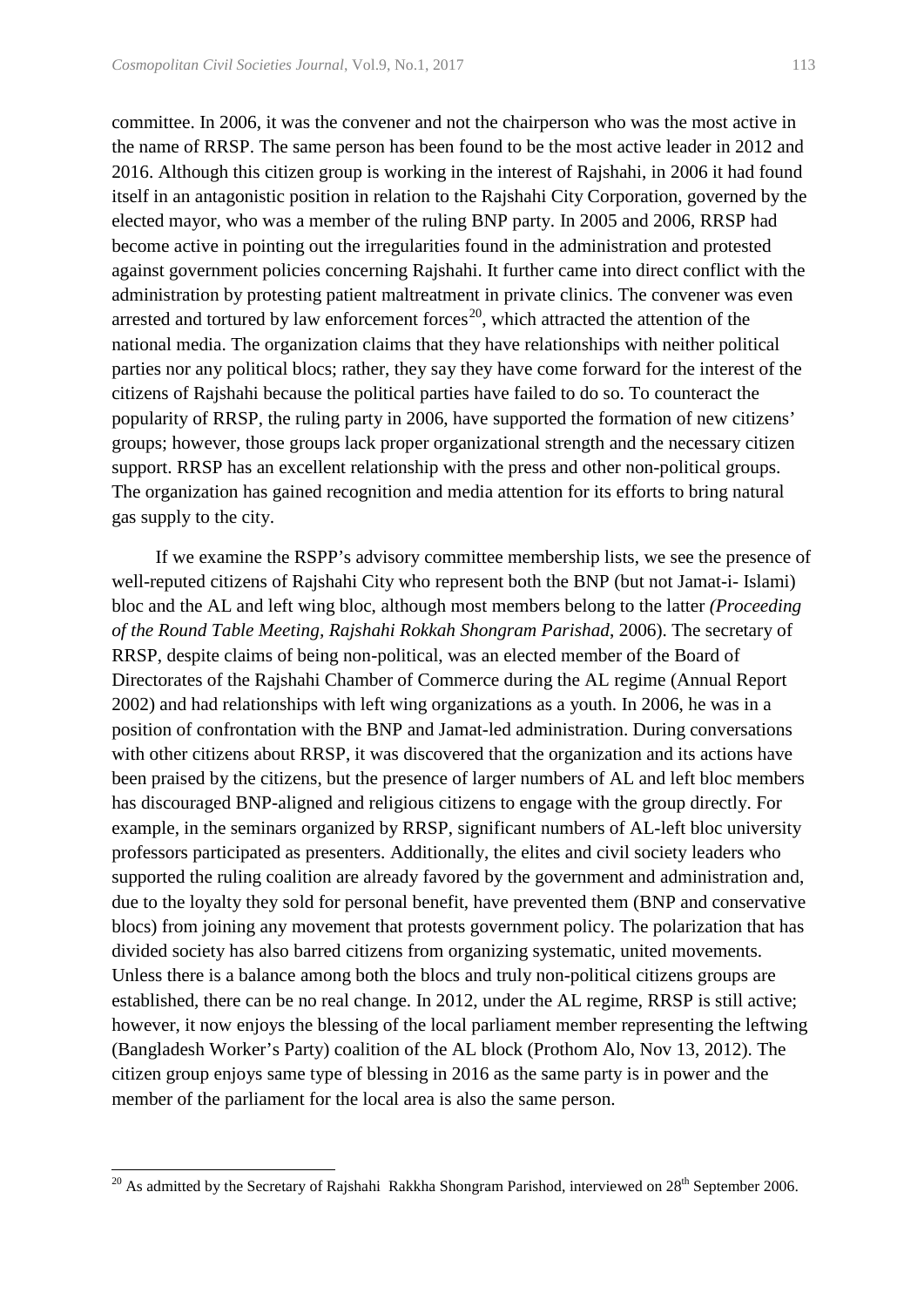committee. In 2006, it was the convener and not the chairperson who was the most active in the name of RRSP. The same person has been found to be the most active leader in 2012 and 2016. Although this citizen group is working in the interest of Rajshahi, in 2006 it had found itself in an antagonistic position in relation to the Rajshahi City Corporation, governed by the elected mayor, who was a member of the ruling BNP party. In 2005 and 2006, RRSP had become active in pointing out the irregularities found in the administration and protested against government policies concerning Rajshahi. It further came into direct conflict with the administration by protesting patient maltreatment in private clinics. The convener was even arrested and tortured by law enforcement forces[20], which attracted the attention of the national media. The organization claims that they have relationships with neither political parties nor any political blocs; rather, they say they have come forward for the interest of the citizens of Rajshahi because the political parties have failed to do so. To counteract the popularity of RRSP, the ruling party in 2006, have supported the formation of new citizens' groups; however, those groups lack proper organizational strength and the necessary citizen support. RRSP has an excellent relationship with the press and other non-political groups. The organization has gained recognition and media attention for its efforts to bring natural gas supply to the city.

If we examine the RSPP's advisory committee membership lists, we see the presence of well-reputed citizens of Rajshahi City who represent both the BNP (but not Jamat-i- Islami) bloc and the AL and left wing bloc, although most members belong to the latter *(Proceeding of the Round Table Meeting, Rajshahi Rokkah Shongram Parishad*, 2006). The secretary of RRSP, despite claims of being non-political, was an elected member of the Board of Directorates of the Rajshahi Chamber of Commerce during the AL regime (Annual Report 2002) and had relationships with left wing organizations as a youth. In 2006, he was in a position of confrontation with the BNP and Jamat-led administration. During conversations with other citizens about RRSP, it was discovered that the organization and its actions have been praised by the citizens, but the presence of larger numbers of AL and left bloc members has discouraged BNP-aligned and religious citizens to engage with the group directly. For example, in the seminars organized by RRSP, significant numbers of AL-left bloc university professors participated as presenters. Additionally, the elites and civil society leaders who supported the ruling coalition are already favored by the government and administration and, due to the loyalty they sold for personal benefit, have prevented them (BNP and conservative blocs) from joining any movement that protests government policy. The polarization that has divided society has also barred citizens from organizing systematic, united movements. Unless there is a balance among both the blocs and truly non-political citizens groups are established, there can be no real change. In 2012, under the AL regime, RRSP is still active; however, it now enjoys the blessing of the local parliament member representing the leftwing (Bangladesh Worker's Party) coalition of the AL block (Prothom Alo, Nov 13, 2012). The citizen group enjoys same type of blessing in 2016 as the same party is in power and the member of the parliament for the local area is also the same person.

---

[20] As admitted by the Secretary of Rajshahi Rakkha Shongram Parishod, interviewed on 28th September 2006.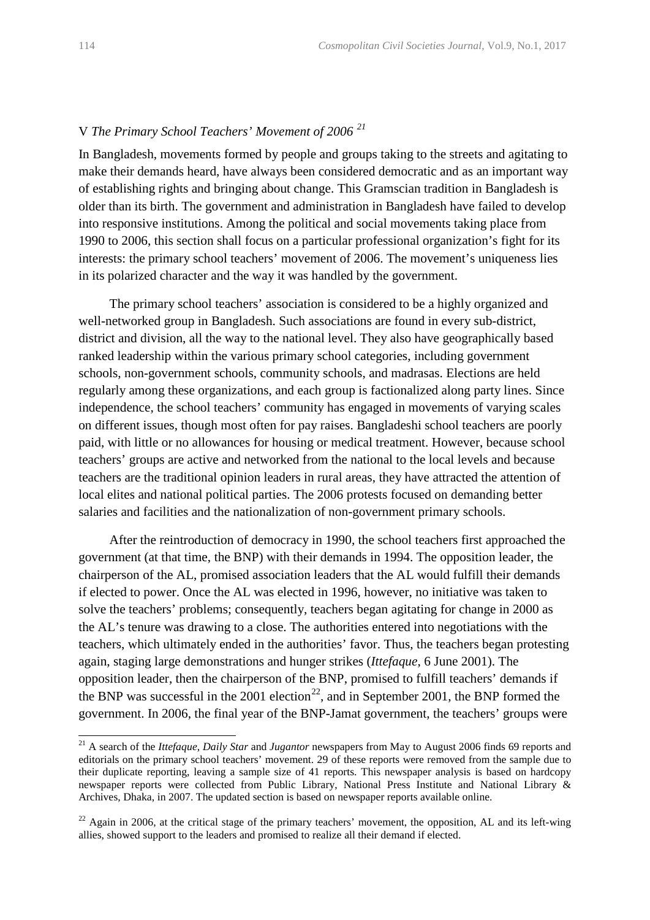## V *The Primary School Teachers' Movement of 2006* [21]

In Bangladesh, movements formed by people and groups taking to the streets and agitating to make their demands heard, have always been considered democratic and as an important way of establishing rights and bringing about change. This Gramscian tradition in Bangladesh is older than its birth. The government and administration in Bangladesh have failed to develop into responsive institutions. Among the political and social movements taking place from 1990 to 2006, this section shall focus on a particular professional organization's fight for its interests: the primary school teachers' movement of 2006. The movement's uniqueness lies in its polarized character and the way it was handled by the government.

The primary school teachers' association is considered to be a highly organized and well-networked group in Bangladesh. Such associations are found in every sub-district, district and division, all the way to the national level. They also have geographically based ranked leadership within the various primary school categories, including government schools, non-government schools, community schools, and madrasas. Elections are held regularly among these organizations, and each group is factionalized along party lines. Since independence, the school teachers' community has engaged in movements of varying scales on different issues, though most often for pay raises. Bangladeshi school teachers are poorly paid, with little or no allowances for housing or medical treatment. However, because school teachers' groups are active and networked from the national to the local levels and because teachers are the traditional opinion leaders in rural areas, they have attracted the attention of local elites and national political parties. The 2006 protests focused on demanding better salaries and facilities and the nationalization of non-government primary schools.

After the reintroduction of democracy in 1990, the school teachers first approached the government (at that time, the BNP) with their demands in 1994. The opposition leader, the chairperson of the AL, promised association leaders that the AL would fulfill their demands if elected to power. Once the AL was elected in 1996, however, no initiative was taken to solve the teachers' problems; consequently, teachers began agitating for change in 2000 as the AL's tenure was drawing to a close. The authorities entered into negotiations with the teachers, which ultimately ended in the authorities' favor. Thus, the teachers began protesting again, staging large demonstrations and hunger strikes (*Ittefaque*, 6 June 2001). The opposition leader, then the chairperson of the BNP, promised to fulfill teachers' demands if the BNP was successful in the 2001 election[22], and in September 2001, the BNP formed the government. In 2006, the final year of the BNP-Jamat government, the teachers' groups were

---

[21] A search of the *Ittefaque*, *Daily Star* and *Jugantor* newspapers from May to August 2006 finds 69 reports and editorials on the primary school teachers' movement. 29 of these reports were removed from the sample due to their duplicate reporting, leaving a sample size of 41 reports. This newspaper analysis is based on hardcopy newspaper reports were collected from Public Library, National Press Institute and National Library & Archives, Dhaka, in 2007. The updated section is based on newspaper reports available online.

[22] Again in 2006, at the critical stage of the primary teachers' movement, the opposition, AL and its left-wing allies, showed support to the leaders and promised to realize all their demand if elected.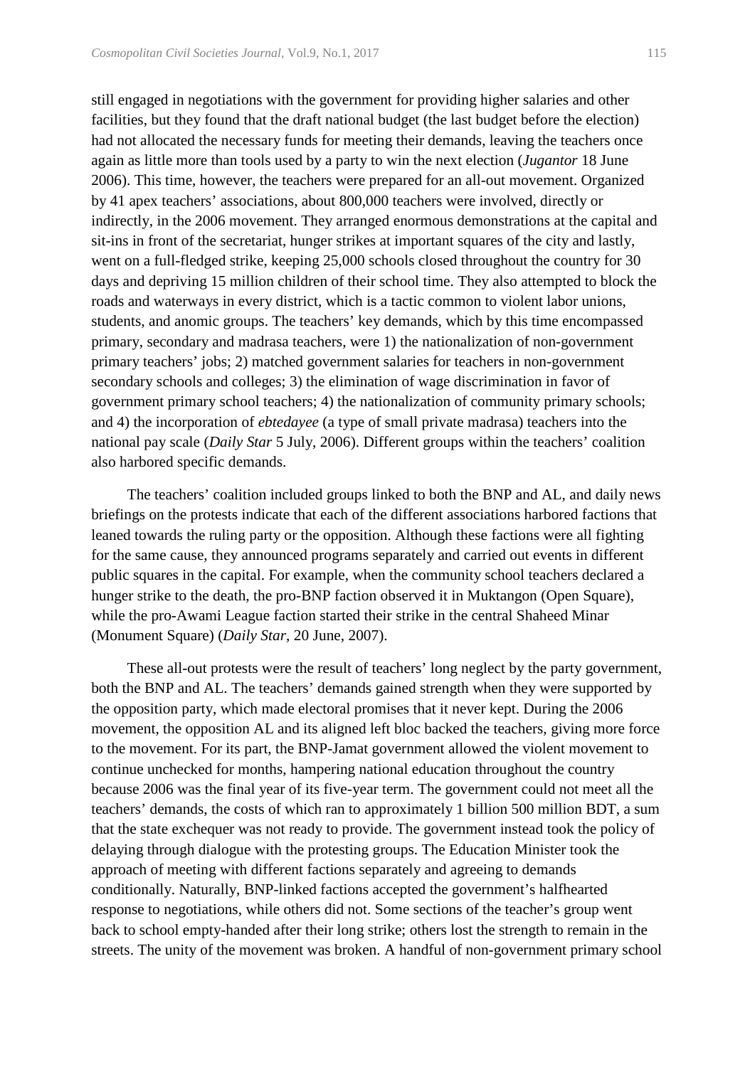still engaged in negotiations with the government for providing higher salaries and other facilities, but they found that the draft national budget (the last budget before the election) had not allocated the necessary funds for meeting their demands, leaving the teachers once again as little more than tools used by a party to win the next election (*Jugantor* 18 June 2006). This time, however, the teachers were prepared for an all-out movement. Organized by 41 apex teachers' associations, about 800,000 teachers were involved, directly or indirectly, in the 2006 movement. They arranged enormous demonstrations at the capital and sit-ins in front of the secretariat, hunger strikes at important squares of the city and lastly, went on a full-fledged strike, keeping 25,000 schools closed throughout the country for 30 days and depriving 15 million children of their school time. They also attempted to block the roads and waterways in every district, which is a tactic common to violent labor unions, students, and anomic groups. The teachers' key demands, which by this time encompassed primary, secondary and madrasa teachers, were 1) the nationalization of non-government primary teachers' jobs; 2) matched government salaries for teachers in non-government secondary schools and colleges; 3) the elimination of wage discrimination in favor of government primary school teachers; 4) the nationalization of community primary schools; and 4) the incorporation of *ebtedayee* (a type of small private madrasa) teachers into the national pay scale (*Daily Star* 5 July, 2006). Different groups within the teachers' coalition also harbored specific demands.

The teachers' coalition included groups linked to both the BNP and AL, and daily news briefings on the protests indicate that each of the different associations harbored factions that leaned towards the ruling party or the opposition. Although these factions were all fighting for the same cause, they announced programs separately and carried out events in different public squares in the capital. For example, when the community school teachers declared a hunger strike to the death, the pro-BNP faction observed it in Muktangon (Open Square), while the pro-Awami League faction started their strike in the central Shaheed Minar (Monument Square) (*Daily Star*, 20 June, 2007).

These all-out protests were the result of teachers' long neglect by the party government, both the BNP and AL. The teachers' demands gained strength when they were supported by the opposition party, which made electoral promises that it never kept. During the 2006 movement, the opposition AL and its aligned left bloc backed the teachers, giving more force to the movement. For its part, the BNP-Jamat government allowed the violent movement to continue unchecked for months, hampering national education throughout the country because 2006 was the final year of its five-year term. The government could not meet all the teachers' demands, the costs of which ran to approximately 1 billion 500 million BDT, a sum that the state exchequer was not ready to provide. The government instead took the policy of delaying through dialogue with the protesting groups. The Education Minister took the approach of meeting with different factions separately and agreeing to demands conditionally. Naturally, BNP-linked factions accepted the government's halfhearted response to negotiations, while others did not. Some sections of the teacher's group went back to school empty-handed after their long strike; others lost the strength to remain in the streets. The unity of the movement was broken. A handful of non-government primary school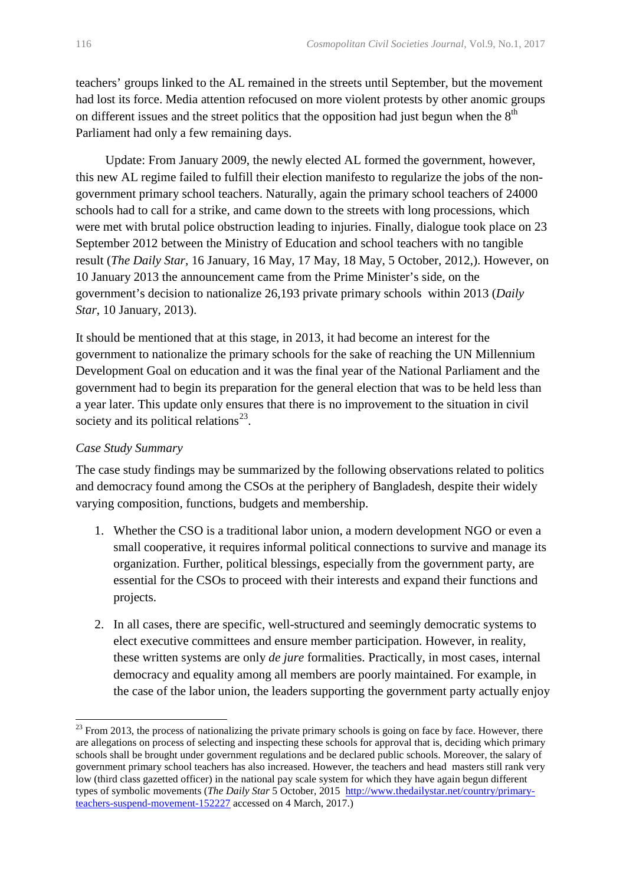teachers' groups linked to the AL remained in the streets until September, but the movement had lost its force. Media attention refocused on more violent protests by other anomic groups on different issues and the street politics that the opposition had just begun when the 8th Parliament had only a few remaining days.

Update: From January 2009, the newly elected AL formed the government, however, this new AL regime failed to fulfill their election manifesto to regularize the jobs of the non-government primary school teachers. Naturally, again the primary school teachers of 24000 schools had to call for a strike, and came down to the streets with long processions, which were met with brutal police obstruction leading to injuries. Finally, dialogue took place on 23 September 2012 between the Ministry of Education and school teachers with no tangible result (*The Daily Star*, 16 January, 16 May, 17 May, 18 May, 5 October, 2012,). However, on 10 January 2013 the announcement came from the Prime Minister's side, on the government's decision to nationalize 26,193 private primary schools within 2013 (*Daily Star*, 10 January, 2013).

It should be mentioned that at this stage, in 2013, it had become an interest for the government to nationalize the primary schools for the sake of reaching the UN Millennium Development Goal on education and it was the final year of the National Parliament and the government had to begin its preparation for the general election that was to be held less than a year later. This update only ensures that there is no improvement to the situation in civil society and its political relations[23].

*Case Study Summary*

The case study findings may be summarized by the following observations related to politics and democracy found among the CSOs at the periphery of Bangladesh, despite their widely varying composition, functions, budgets and membership.

1. Whether the CSO is a traditional labor union, a modern development NGO or even a small cooperative, it requires informal political connections to survive and manage its organization. Further, political blessings, especially from the government party, are essential for the CSOs to proceed with their interests and expand their functions and projects.

2. In all cases, there are specific, well-structured and seemingly democratic systems to elect executive committees and ensure member participation. However, in reality, these written systems are only *de jure* formalities. Practically, in most cases, internal democracy and equality among all members are poorly maintained. For example, in the case of the labor union, the leaders supporting the government party actually enjoy

[23] From 2013, the process of nationalizing the private primary schools is going on face by face. However, there are allegations on process of selecting and inspecting these schools for approval that is, deciding which primary schools shall be brought under government regulations and be declared public schools. Moreover, the salary of government primary school teachers has also increased. However, the teachers and head masters still rank very low (third class gazetted officer) in the national pay scale system for which they have again begun different types of symbolic movements (*The Daily Star* 5 October, 2015 http://www.thedailystar.net/country/primary-teachers-suspend-movement-152227 accessed on 4 March, 2017.)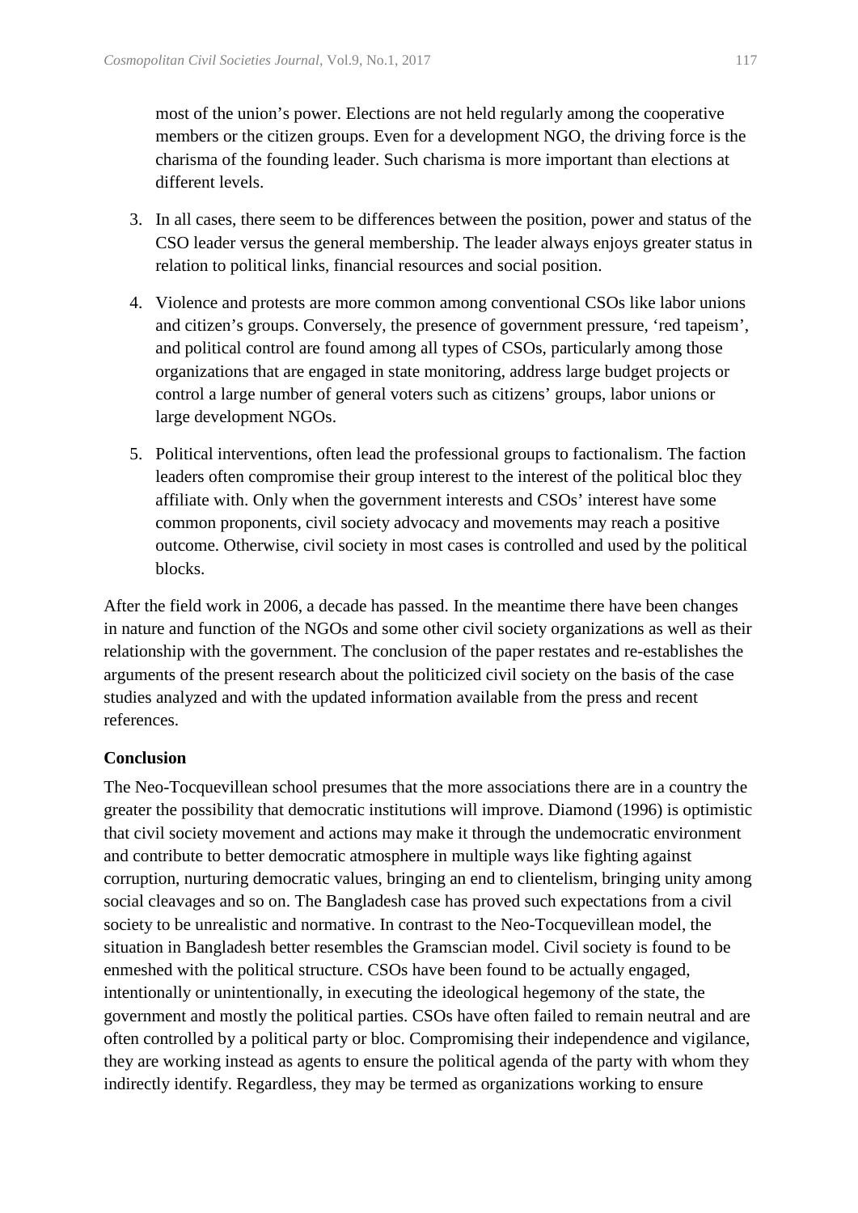most of the union's power. Elections are not held regularly among the cooperative members or the citizen groups. Even for a development NGO, the driving force is the charisma of the founding leader. Such charisma is more important than elections at different levels.

3. In all cases, there seem to be differences between the position, power and status of the CSO leader versus the general membership. The leader always enjoys greater status in relation to political links, financial resources and social position.

4. Violence and protests are more common among conventional CSOs like labor unions and citizen's groups. Conversely, the presence of government pressure, 'red tapeism', and political control are found among all types of CSOs, particularly among those organizations that are engaged in state monitoring, address large budget projects or control a large number of general voters such as citizens' groups, labor unions or large development NGOs.

5. Political interventions, often lead the professional groups to factionalism. The faction leaders often compromise their group interest to the interest of the political bloc they affiliate with. Only when the government interests and CSOs' interest have some common proponents, civil society advocacy and movements may reach a positive outcome. Otherwise, civil society in most cases is controlled and used by the political blocks.

After the field work in 2006, a decade has passed. In the meantime there have been changes in nature and function of the NGOs and some other civil society organizations as well as their relationship with the government. The conclusion of the paper restates and re-establishes the arguments of the present research about the politicized civil society on the basis of the case studies analyzed and with the updated information available from the press and recent references.

## Conclusion

The Neo-Tocquevillean school presumes that the more associations there are in a country the greater the possibility that democratic institutions will improve. Diamond (1996) is optimistic that civil society movement and actions may make it through the undemocratic environment and contribute to better democratic atmosphere in multiple ways like fighting against corruption, nurturing democratic values, bringing an end to clientelism, bringing unity among social cleavages and so on. The Bangladesh case has proved such expectations from a civil society to be unrealistic and normative. In contrast to the Neo-Tocquevillean model, the situation in Bangladesh better resembles the Gramscian model. Civil society is found to be enmeshed with the political structure. CSOs have been found to be actually engaged, intentionally or unintentionally, in executing the ideological hegemony of the state, the government and mostly the political parties. CSOs have often failed to remain neutral and are often controlled by a political party or bloc. Compromising their independence and vigilance, they are working instead as agents to ensure the political agenda of the party with whom they indirectly identify. Regardless, they may be termed as organizations working to ensure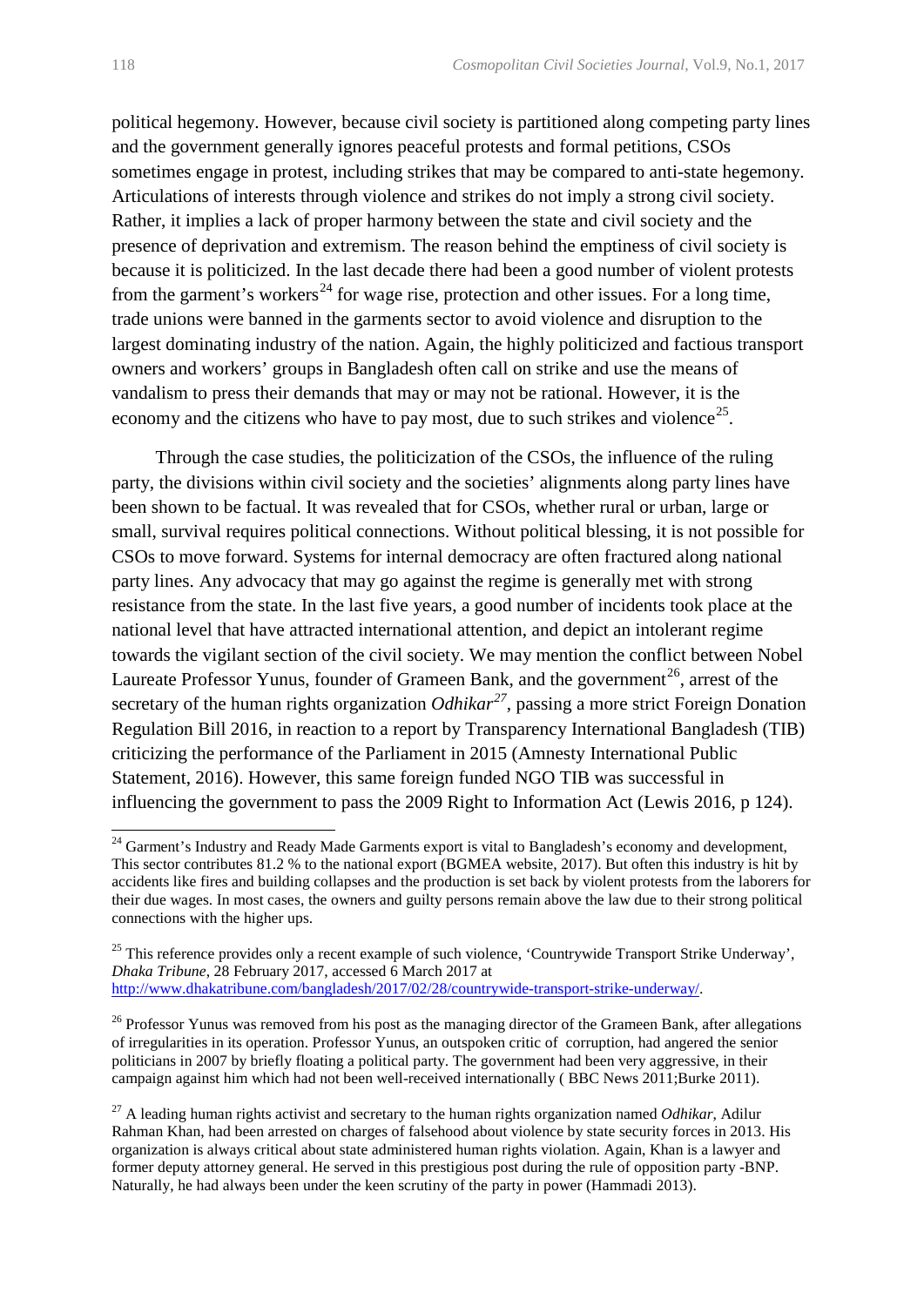political hegemony. However, because civil society is partitioned along competing party lines and the government generally ignores peaceful protests and formal petitions, CSOs sometimes engage in protest, including strikes that may be compared to anti-state hegemony. Articulations of interests through violence and strikes do not imply a strong civil society. Rather, it implies a lack of proper harmony between the state and civil society and the presence of deprivation and extremism. The reason behind the emptiness of civil society is because it is politicized. In the last decade there had been a good number of violent protests from the garment's workers[24] for wage rise, protection and other issues. For a long time, trade unions were banned in the garments sector to avoid violence and disruption to the largest dominating industry of the nation. Again, the highly politicized and factious transport owners and workers' groups in Bangladesh often call on strike and use the means of vandalism to press their demands that may or may not be rational. However, it is the economy and the citizens who have to pay most, due to such strikes and violence[25].

Through the case studies, the politicization of the CSOs, the influence of the ruling party, the divisions within civil society and the societies' alignments along party lines have been shown to be factual. It was revealed that for CSOs, whether rural or urban, large or small, survival requires political connections. Without political blessing, it is not possible for CSOs to move forward. Systems for internal democracy are often fractured along national party lines. Any advocacy that may go against the regime is generally met with strong resistance from the state. In the last five years, a good number of incidents took place at the national level that have attracted international attention, and depict an intolerant regime towards the vigilant section of the civil society. We may mention the conflict between Nobel Laureate Professor Yunus, founder of Grameen Bank, and the government[26], arrest of the secretary of the human rights organization *Odhikar*[27], passing a more strict Foreign Donation Regulation Bill 2016, in reaction to a report by Transparency International Bangladesh (TIB) criticizing the performance of the Parliament in 2015 (Amnesty International Public Statement, 2016). However, this same foreign funded NGO TIB was successful in influencing the government to pass the 2009 Right to Information Act (Lewis 2016, p 124).

---

[24] Garment's Industry and Ready Made Garments export is vital to Bangladesh's economy and development, This sector contributes 81.2 % to the national export (BGMEA website, 2017). But often this industry is hit by accidents like fires and building collapses and the production is set back by violent protests from the laborers for their due wages. In most cases, the owners and guilty persons remain above the law due to their strong political connections with the higher ups.

[25] This reference provides only a recent example of such violence, 'Countrywide Transport Strike Underway', *Dhaka Tribune*, 28 February 2017, accessed 6 March 2017 at http://www.dhakatribune.com/bangladesh/2017/02/28/countrywide-transport-strike-underway/.

[26] Professor Yunus was removed from his post as the managing director of the Grameen Bank, after allegations of irregularities in its operation. Professor Yunus, an outspoken critic of corruption, had angered the senior politicians in 2007 by briefly floating a political party. The government had been very aggressive, in their campaign against him which had not been well-received internationally ( BBC News 2011;Burke 2011).

[27] A leading human rights activist and secretary to the human rights organization named *Odhikar*, Adilur Rahman Khan, had been arrested on charges of falsehood about violence by state security forces in 2013. His organization is always critical about state administered human rights violation. Again, Khan is a lawyer and former deputy attorney general. He served in this prestigious post during the rule of opposition party -BNP. Naturally, he had always been under the keen scrutiny of the party in power (Hammadi 2013).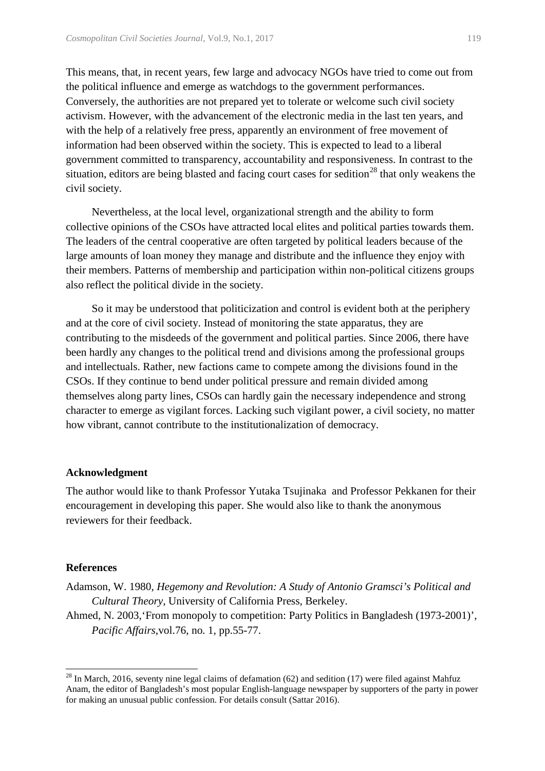This means, that, in recent years, few large and advocacy NGOs have tried to come out from the political influence and emerge as watchdogs to the government performances. Conversely, the authorities are not prepared yet to tolerate or welcome such civil society activism. However, with the advancement of the electronic media in the last ten years, and with the help of a relatively free press, apparently an environment of free movement of information had been observed within the society. This is expected to lead to a liberal government committed to transparency, accountability and responsiveness. In contrast to the situation, editors are being blasted and facing court cases for sedition[28] that only weakens the civil society.

Nevertheless, at the local level, organizational strength and the ability to form collective opinions of the CSOs have attracted local elites and political parties towards them. The leaders of the central cooperative are often targeted by political leaders because of the large amounts of loan money they manage and distribute and the influence they enjoy with their members. Patterns of membership and participation within non-political citizens groups also reflect the political divide in the society.

So it may be understood that politicization and control is evident both at the periphery and at the core of civil society. Instead of monitoring the state apparatus, they are contributing to the misdeeds of the government and political parties. Since 2006, there have been hardly any changes to the political trend and divisions among the professional groups and intellectuals. Rather, new factions came to compete among the divisions found in the CSOs. If they continue to bend under political pressure and remain divided among themselves along party lines, CSOs can hardly gain the necessary independence and strong character to emerge as vigilant forces. Lacking such vigilant power, a civil society, no matter how vibrant, cannot contribute to the institutionalization of democracy.

## Acknowledgment

The author would like to thank Professor Yutaka Tsujinaka and Professor Pekkanen for their encouragement in developing this paper. She would also like to thank the anonymous reviewers for their feedback.

## References

Adamson, W. 1980, *Hegemony and Revolution: A Study of Antonio Gramsci's Political and Cultural Theory*, University of California Press, Berkeley.

Ahmed, N. 2003,'From monopoly to competition: Party Politics in Bangladesh (1973-2001)', *Pacific Affairs*,vol.76, no. 1, pp.55-77.

[28] In March, 2016, seventy nine legal claims of defamation (62) and sedition (17) were filed against Mahfuz Anam, the editor of Bangladesh's most popular English-language newspaper by supporters of the party in power for making an unusual public confession. For details consult (Sattar 2016).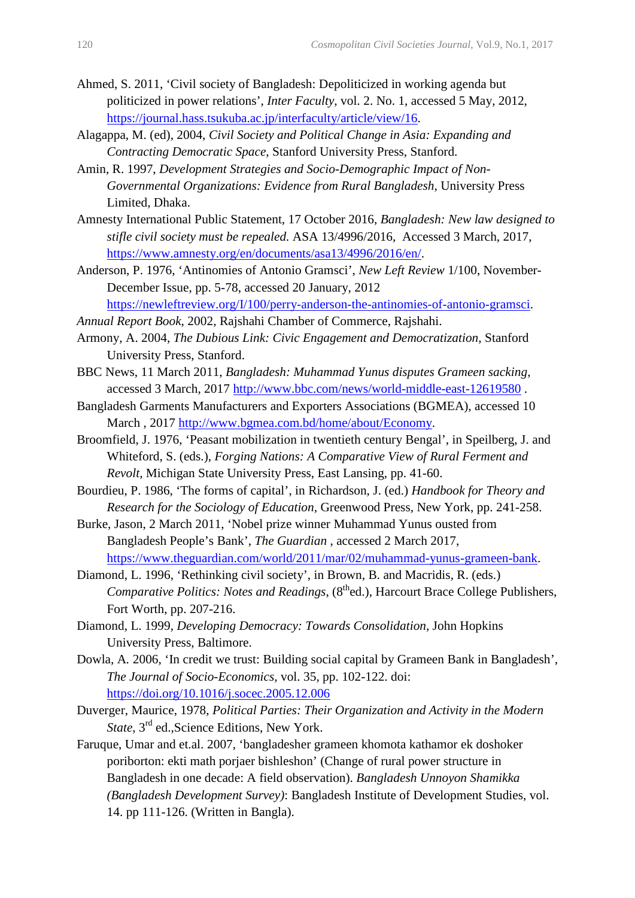Ahmed, S. 2011, 'Civil society of Bangladesh: Depoliticized in working agenda but politicized in power relations', *Inter Faculty*, vol. 2. No. 1, accessed 5 May, 2012, https://journal.hass.tsukuba.ac.jp/interfaculty/article/view/16.

Alagappa, M. (ed), 2004, *Civil Society and Political Change in Asia: Expanding and Contracting Democratic Space*, Stanford University Press, Stanford.

Amin, R. 1997, *Development Strategies and Socio-Demographic Impact of Non-Governmental Organizations: Evidence from Rural Bangladesh*, University Press Limited, Dhaka.

Amnesty International Public Statement, 17 October 2016, *Bangladesh: New law designed to stifle civil society must be repealed.* ASA 13/4996/2016, Accessed 3 March, 2017, https://www.amnesty.org/en/documents/asa13/4996/2016/en/.

Anderson, P. 1976, 'Antinomies of Antonio Gramsci', *New Left Review* 1/100, November-December Issue, pp. 5-78, accessed 20 January, 2012 https://newleftreview.org/I/100/perry-anderson-the-antinomies-of-antonio-gramsci.

*Annual Report Book*, 2002, Rajshahi Chamber of Commerce, Rajshahi.

Armony, A. 2004, *The Dubious Link: Civic Engagement and Democratization*, Stanford University Press, Stanford.

BBC News, 11 March 2011, *Bangladesh: Muhammad Yunus disputes Grameen sacking*, accessed 3 March, 2017 http://www.bbc.com/news/world-middle-east-12619580 .

Bangladesh Garments Manufacturers and Exporters Associations (BGMEA), accessed 10 March , 2017 http://www.bgmea.com.bd/home/about/Economy.

Broomfield, J. 1976, 'Peasant mobilization in twentieth century Bengal', in Speilberg, J. and Whiteford, S. (eds.), *Forging Nations: A Comparative View of Rural Ferment and Revolt*, Michigan State University Press, East Lansing, pp. 41-60.

Bourdieu, P. 1986, 'The forms of capital', in Richardson, J. (ed.) *Handbook for Theory and Research for the Sociology of Education,* Greenwood Press, New York, pp. 241-258.

Burke, Jason, 2 March 2011, 'Nobel prize winner Muhammad Yunus ousted from Bangladesh People's Bank', *The Guardian* , accessed 2 March 2017, https://www.theguardian.com/world/2011/mar/02/muhammad-yunus-grameen-bank.

Diamond, L. 1996, 'Rethinking civil society', in Brown, B. and Macridis, R. (eds.) *Comparative Politics: Notes and Readings*, (8th ed.), Harcourt Brace College Publishers, Fort Worth, pp. 207-216.

Diamond, L. 1999, *Developing Democracy: Towards Consolidation*, John Hopkins University Press, Baltimore.

Dowla, A. 2006, 'In credit we trust: Building social capital by Grameen Bank in Bangladesh', *The Journal of Socio-Economics*, vol. 35, pp. 102-122. doi: https://doi.org/10.1016/j.socec.2005.12.006

Duverger, Maurice, 1978, *Political Parties: Their Organization and Activity in the Modern State*, 3rd ed.,Science Editions, New York.

Faruque, Umar and et.al. 2007, 'bangladesher grameen khomota kathamor ek doshoker poriborton: ekti math porjaer bishleshon' (Change of rural power structure in Bangladesh in one decade: A field observation). *Bangladesh Unnoyon Shamikka (Bangladesh Development Survey)*: Bangladesh Institute of Development Studies, vol. 14. pp 111-126. (Written in Bangla).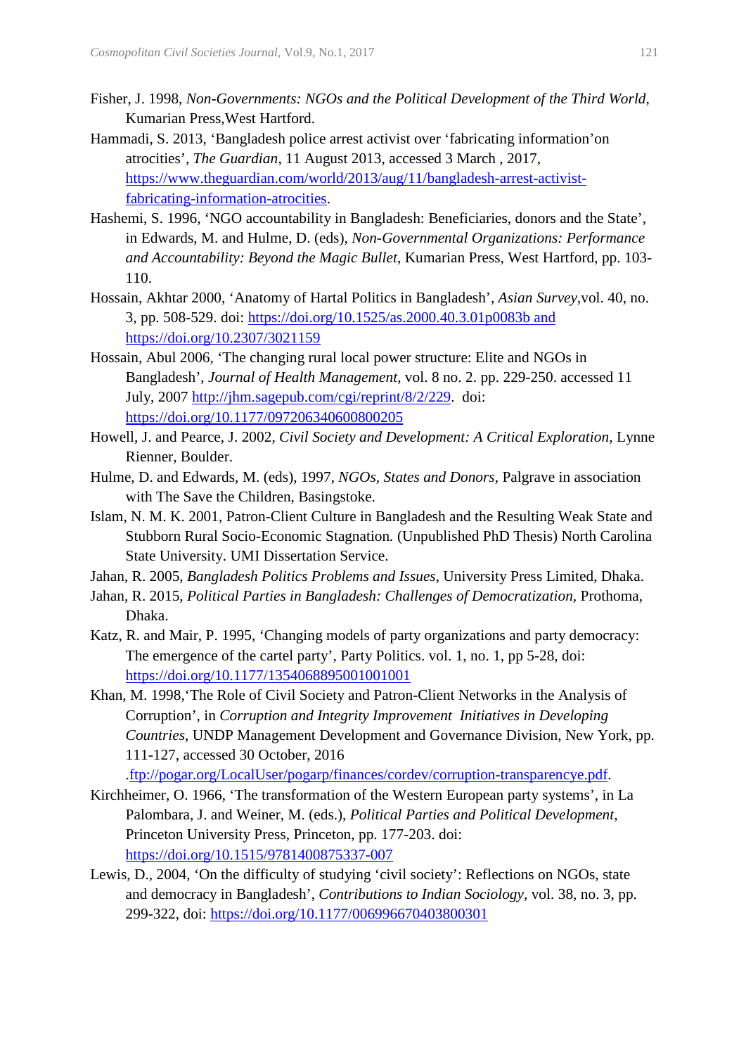Fisher, J. 1998, *Non-Governments: NGOs and the Political Development of the Third World*, Kumarian Press,West Hartford.

Hammadi, S. 2013, 'Bangladesh police arrest activist over 'fabricating information'on atrocities', *The Guardian*, 11 August 2013, accessed 3 March , 2017, https://www.theguardian.com/world/2013/aug/11/bangladesh-arrest-activist-fabricating-information-atrocities.

Hashemi, S. 1996, 'NGO accountability in Bangladesh: Beneficiaries, donors and the State', in Edwards, M. and Hulme, D. (eds), *Non-Governmental Organizations: Performance and Accountability: Beyond the Magic Bullet*, Kumarian Press, West Hartford, pp. 103-110.

Hossain, Akhtar 2000, 'Anatomy of Hartal Politics in Bangladesh', *Asian Survey*,vol. 40, no. 3, pp. 508-529. doi: https://doi.org/10.1525/as.2000.40.3.01p0083b and https://doi.org/10.2307/3021159

Hossain, Abul 2006, 'The changing rural local power structure: Elite and NGOs in Bangladesh', *Journal of Health Management*, vol. 8 no. 2. pp. 229-250. accessed 11 July, 2007 http://jhm.sagepub.com/cgi/reprint/8/2/229. doi: https://doi.org/10.1177/097206340600800205

Howell, J. and Pearce, J. 2002, *Civil Society and Development: A Critical Exploration*, Lynne Rienner, Boulder.

Hulme, D. and Edwards, M. (eds), 1997, *NGOs, States and Donors*, Palgrave in association with The Save the Children, Basingstoke.

Islam, N. M. K. 2001, Patron-Client Culture in Bangladesh and the Resulting Weak State and Stubborn Rural Socio-Economic Stagnation. (Unpublished PhD Thesis) North Carolina State University. UMI Dissertation Service.

Jahan, R. 2005, *Bangladesh Politics Problems and Issues*, University Press Limited, Dhaka.

Jahan, R. 2015, *Political Parties in Bangladesh: Challenges of Democratization*, Prothoma, Dhaka.

Katz, R. and Mair, P. 1995, 'Changing models of party organizations and party democracy: The emergence of the cartel party', Party Politics. vol. 1, no. 1, pp 5-28, doi: https://doi.org/10.1177/1354068895001001001

Khan, M. 1998,'The Role of Civil Society and Patron-Client Networks in the Analysis of Corruption', in *Corruption and Integrity Improvement Initiatives in Developing Countries*, UNDP Management Development and Governance Division, New York, pp. 111-127, accessed 30 October, 2016 .ftp://pogar.org/LocalUser/pogarp/finances/cordev/corruption-transparencye.pdf.

Kirchheimer, O. 1966, 'The transformation of the Western European party systems', in La Palombara, J. and Weiner, M. (eds.), *Political Parties and Political Development*, Princeton University Press, Princeton, pp. 177-203. doi: https://doi.org/10.1515/9781400875337-007

Lewis, D., 2004, 'On the difficulty of studying 'civil society': Reflections on NGOs, state and democracy in Bangladesh', *Contributions to Indian Sociology*, vol. 38, no. 3, pp. 299-322, doi: https://doi.org/10.1177/006996670403800301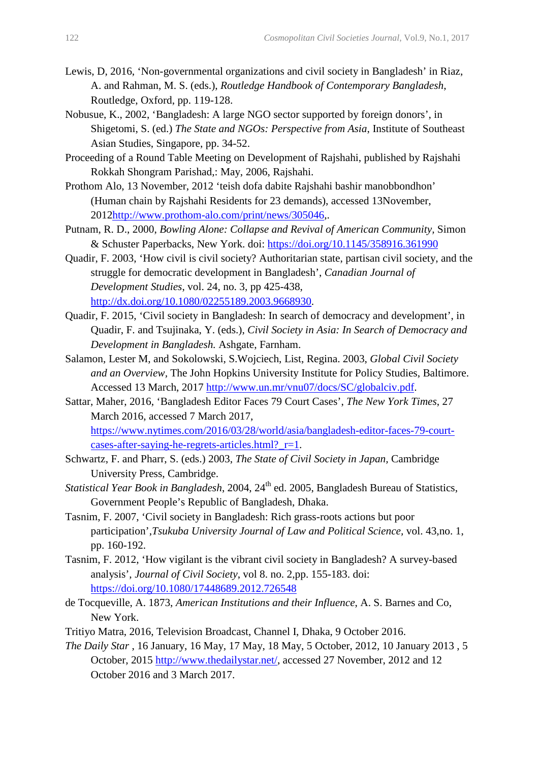Lewis, D, 2016, 'Non-governmental organizations and civil society in Bangladesh' in Riaz, A. and Rahman, M. S. (eds.), *Routledge Handbook of Contemporary Bangladesh*, Routledge, Oxford, pp. 119-128.

Nobusue, K., 2002, 'Bangladesh: A large NGO sector supported by foreign donors', in Shigetomi, S. (ed.) *The State and NGOs: Perspective from Asia*, Institute of Southeast Asian Studies, Singapore, pp. 34-52.

Proceeding of a Round Table Meeting on Development of Rajshahi, published by Rajshahi Rokkah Shongram Parishad,: May, 2006, Rajshahi.

Prothom Alo, 13 November, 2012 'teish dofa dabite Rajshahi bashir manobbondhon' (Human chain by Rajshahi Residents for 23 demands), accessed 13November, 2012http://www.prothom-alo.com/print/news/305046,.

Putnam, R. D., 2000, *Bowling Alone: Collapse and Revival of American Community*, Simon & Schuster Paperbacks, New York. doi: https://doi.org/10.1145/358916.361990

Quadir, F. 2003, 'How civil is civil society? Authoritarian state, partisan civil society, and the struggle for democratic development in Bangladesh', *Canadian Journal of Development Studies*, vol. 24, no. 3, pp 425-438, http://dx.doi.org/10.1080/02255189.2003.9668930.

Quadir, F. 2015, 'Civil society in Bangladesh: In search of democracy and development', in Quadir, F. and Tsujinaka, Y. (eds.), *Civil Society in Asia: In Search of Democracy and Development in Bangladesh.* Ashgate, Farnham.

Salamon, Lester M, and Sokolowski, S.Wojciech, List, Regina. 2003, *Global Civil Society and an Overview*, The John Hopkins University Institute for Policy Studies, Baltimore. Accessed 13 March, 2017 http://www.un.mr/vnu07/docs/SC/globalciv.pdf.

Sattar, Maher, 2016, 'Bangladesh Editor Faces 79 Court Cases', *The New York Times*, 27 March 2016, accessed 7 March 2017, https://www.nytimes.com/2016/03/28/world/asia/bangladesh-editor-faces-79-court-cases-after-saying-he-regrets-articles.html?_r=1.

Schwartz, F. and Pharr, S. (eds.) 2003, *The State of Civil Society in Japan*, Cambridge University Press, Cambridge.

*Statistical Year Book in Bangladesh*, 2004, 24th ed. 2005, Bangladesh Bureau of Statistics, Government People's Republic of Bangladesh, Dhaka.

Tasnim, F. 2007, 'Civil society in Bangladesh: Rich grass-roots actions but poor participation',*Tsukuba University Journal of Law and Political Science*, vol. 43,no. 1, pp. 160-192.

Tasnim, F. 2012, 'How vigilant is the vibrant civil society in Bangladesh? A survey-based analysis', *Journal of Civil Society*, vol 8. no. 2,pp. 155-183. doi: https://doi.org/10.1080/17448689.2012.726548

de Tocqueville, A. 1873, *American Institutions and their Influence*, A. S. Barnes and Co, New York.

Tritiyo Matra, 2016, Television Broadcast, Channel I, Dhaka, 9 October 2016.

*The Daily Star* , 16 January, 16 May, 17 May, 18 May, 5 October, 2012, 10 January 2013 , 5 October, 2015 http://www.thedailystar.net/, accessed 27 November, 2012 and 12 October 2016 and 3 March 2017.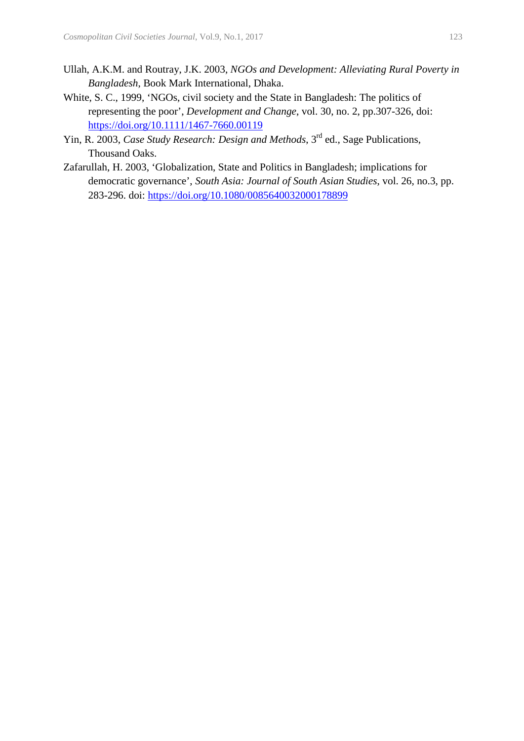Ullah, A.K.M. and Routray, J.K. 2003, *NGOs and Development: Alleviating Rural Poverty in Bangladesh*, Book Mark International, Dhaka.

White, S. C., 1999, 'NGOs, civil society and the State in Bangladesh: The politics of representing the poor', *Development and Change*, vol. 30, no. 2, pp.307-326, doi: https://doi.org/10.1111/1467-7660.00119

Yin, R. 2003, *Case Study Research: Design and Methods*, 3rd ed., Sage Publications, Thousand Oaks.

Zafarullah, H. 2003, 'Globalization, State and Politics in Bangladesh; implications for democratic governance', *South Asia: Journal of South Asian Studies*, vol. 26, no.3, pp. 283-296. doi: https://doi.org/10.1080/0085640032000178899